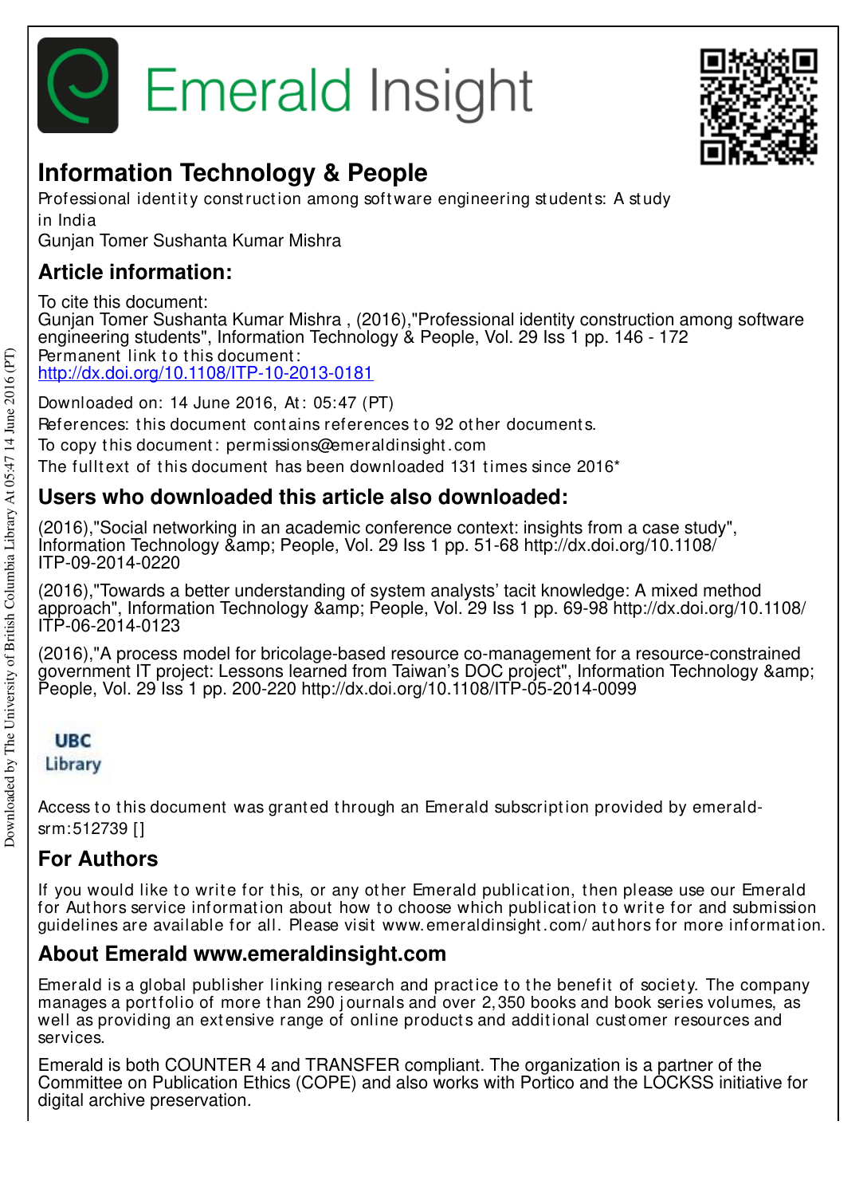# Information Technology & People

Professional identity construction among software engineering students: A study in India

Gunjan Tomer Sushanta Kumar Mishra

## Article information:

To cite this document:

Gunjan Tomer Sushanta Kumar Mishra , (2016),"Professional identity construction among software engineering students", Information Technology & People, Vol. 29 Iss 1 pp. 146 - 172

Permanent link to this document:

http://dx.doi.org/10.1108/ITP-10-2013-0181

Downloaded on: 14 June 2016, At: 05:47 (PT)

References: this document contains references to 92 other documents.

To copy this document: permissions@emeraldinsight.com

The fulltext of this document has been downloaded 131 times since 2016*

## Users who downloaded this article also downloaded:

(2016),"Social networking in an academic conference context: insights from a case study", Information Technology &amp; People, Vol. 29 Iss 1 pp. 51-68 http://dx.doi.org/10.1108/ITP-09-2014-0220

(2016),"Towards a better understanding of system analysts' tacit knowledge: A mixed method approach", Information Technology &amp; People, Vol. 29 Iss 1 pp. 69-98 http://dx.doi.org/10.1108/ITP-06-2014-0123

(2016),"A process model for bricolage-based resource co-management for a resource-constrained government IT project: Lessons learned from Taiwan's DOC project", Information Technology &amp; People, Vol. 29 Iss 1 pp. 200-220 http://dx.doi.org/10.1108/ITP-05-2014-0099

Access to this document was granted through an Emerald subscription provided by emerald-srm:512739 []

## For Authors

If you would like to write for this, or any other Emerald publication, then please use our Emerald for Authors service information about how to choose which publication to write for and submission guidelines are available for all. Please visit www.emeraldinsight.com/authors for more information.

## About Emerald www.emeraldinsight.com

Emerald is a global publisher linking research and practice to the benefit of society. The company manages a portfolio of more than 290 journals and over 2,350 books and book series volumes, as well as providing an extensive range of online products and additional customer resources and services.

Emerald is both COUNTER 4 and TRANSFER compliant. The organization is a partner of the Committee on Publication Ethics (COPE) and also works with Portico and the LOCKSS initiative for digital archive preservation.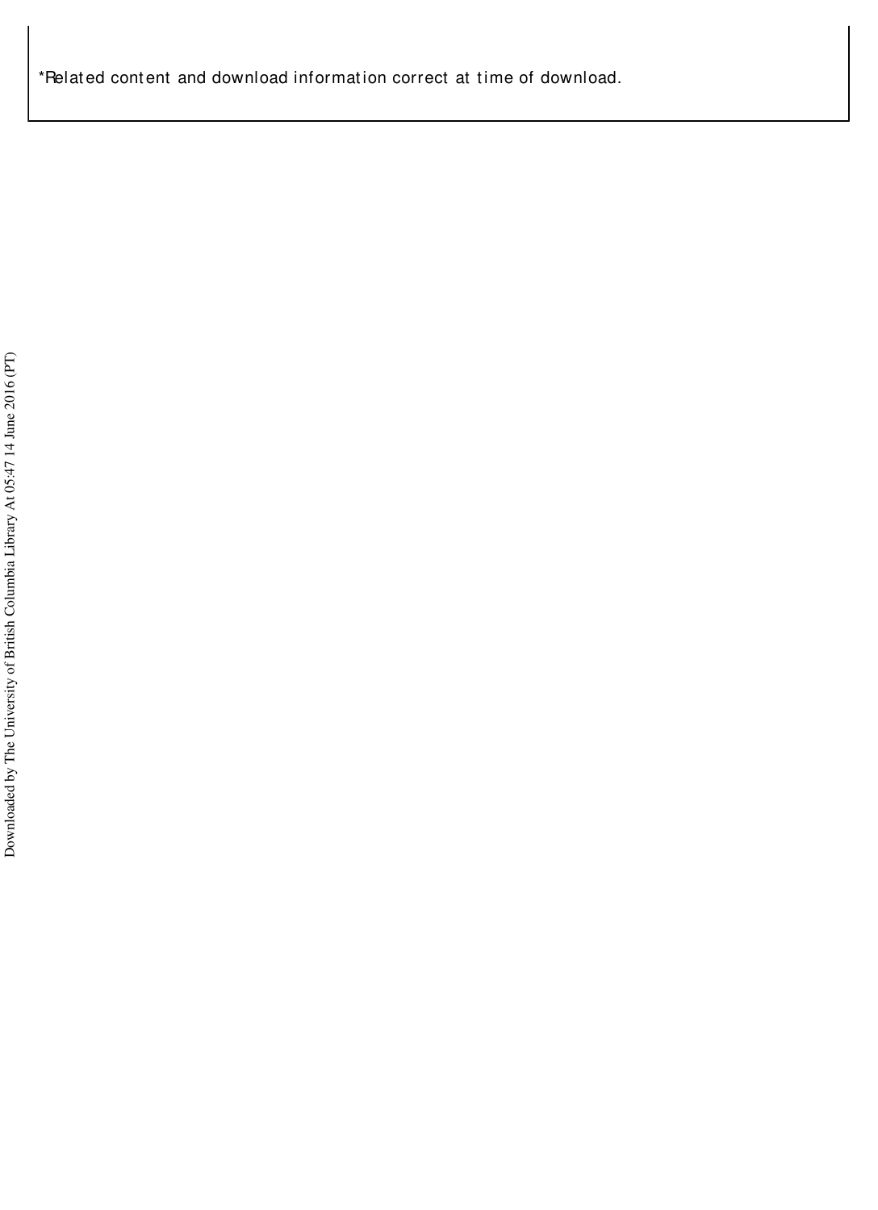*Related content and download information correct at time of download.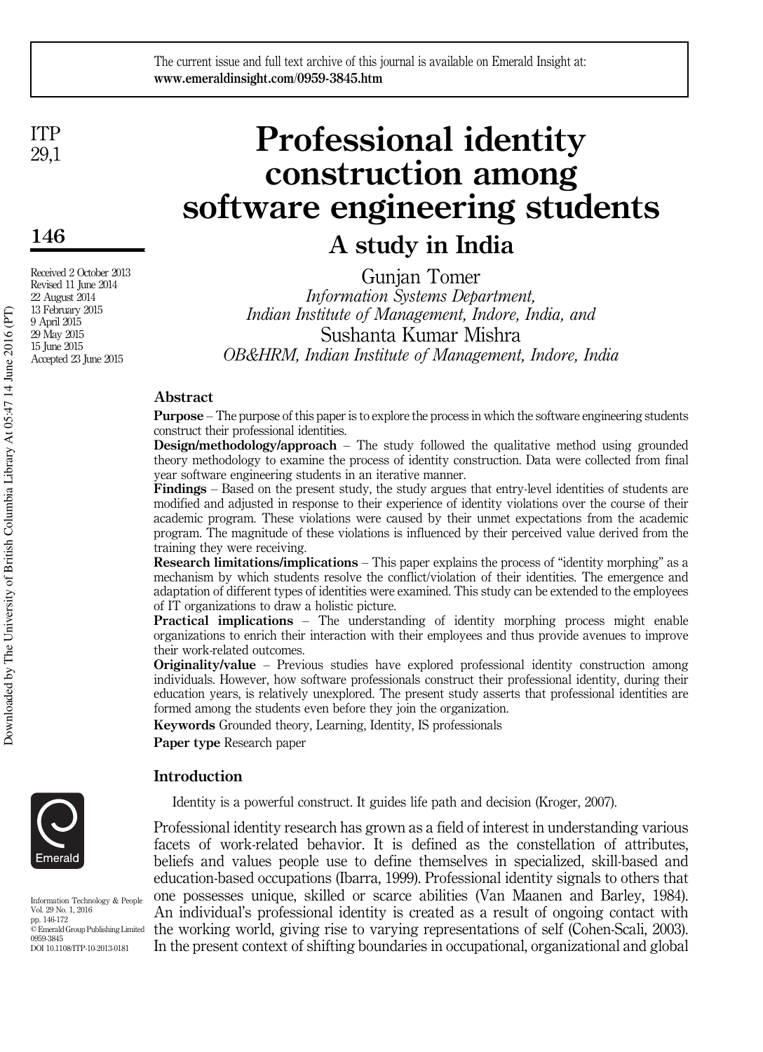The current issue and full text archive of this journal is available on Emerald Insight at: **www.emeraldinsight.com/0959-3845.htm**

# Professional identity construction among software engineering students

## A study in India

Gunjan Tomer
*Information Systems Department, Indian Institute of Management, Indore, India, and*
Sushanta Kumar Mishra
*OB&HRM, Indian Institute of Management, Indore, India*

Received 2 October 2013
Revised 11 June 2014
22 August 2014
13 February 2015
9 April 2015
29 May 2015
15 June 2015
Accepted 23 June 2015

### Abstract

**Purpose** – The purpose of this paper is to explore the process in which the software engineering students construct their professional identities.

**Design/methodology/approach** – The study followed the qualitative method using grounded theory methodology to examine the process of identity construction. Data were collected from final year software engineering students in an iterative manner.

**Findings** – Based on the present study, the study argues that entry-level identities of students are modified and adjusted in response to their experience of identity violations over the course of their academic program. These violations were caused by their unmet expectations from the academic program. The magnitude of these violations is influenced by their perceived value derived from the training they were receiving.

**Research limitations/implications** – This paper explains the process of "identity morphing" as a mechanism by which students resolve the conflict/violation of their identities. The emergence and adaptation of different types of identities were examined. This study can be extended to the employees of IT organizations to draw a holistic picture.

**Practical implications** – The understanding of identity morphing process might enable organizations to enrich their interaction with their employees and thus provide avenues to improve their work-related outcomes.

**Originality/value** – Previous studies have explored professional identity construction among individuals. However, how software professionals construct their professional identity, during their education years, is relatively unexplored. The present study asserts that professional identities are formed among the students even before they join the organization.

**Keywords** Grounded theory, Learning, Identity, IS professionals

**Paper type** Research paper

### Introduction

Identity is a powerful construct. It guides life path and decision (Kroger, 2007).

Professional identity research has grown as a field of interest in understanding various facets of work-related behavior. It is defined as the constellation of attributes, beliefs and values people use to define themselves in specialized, skill-based and education-based occupations (Ibarra, 1999). Professional identity signals to others that one possesses unique, skilled or scarce abilities (Van Maanen and Barley, 1984). An individual's professional identity is created as a result of ongoing contact with the working world, giving rise to varying representations of self (Cohen-Scali, 2003). In the present context of shifting boundaries in occupational, organizational and global

Information Technology & People
Vol. 29 No. 1, 2016
pp. 146-172
© Emerald Group Publishing Limited
0959-3845
DOI 10.1108/ITP-10-2013-0181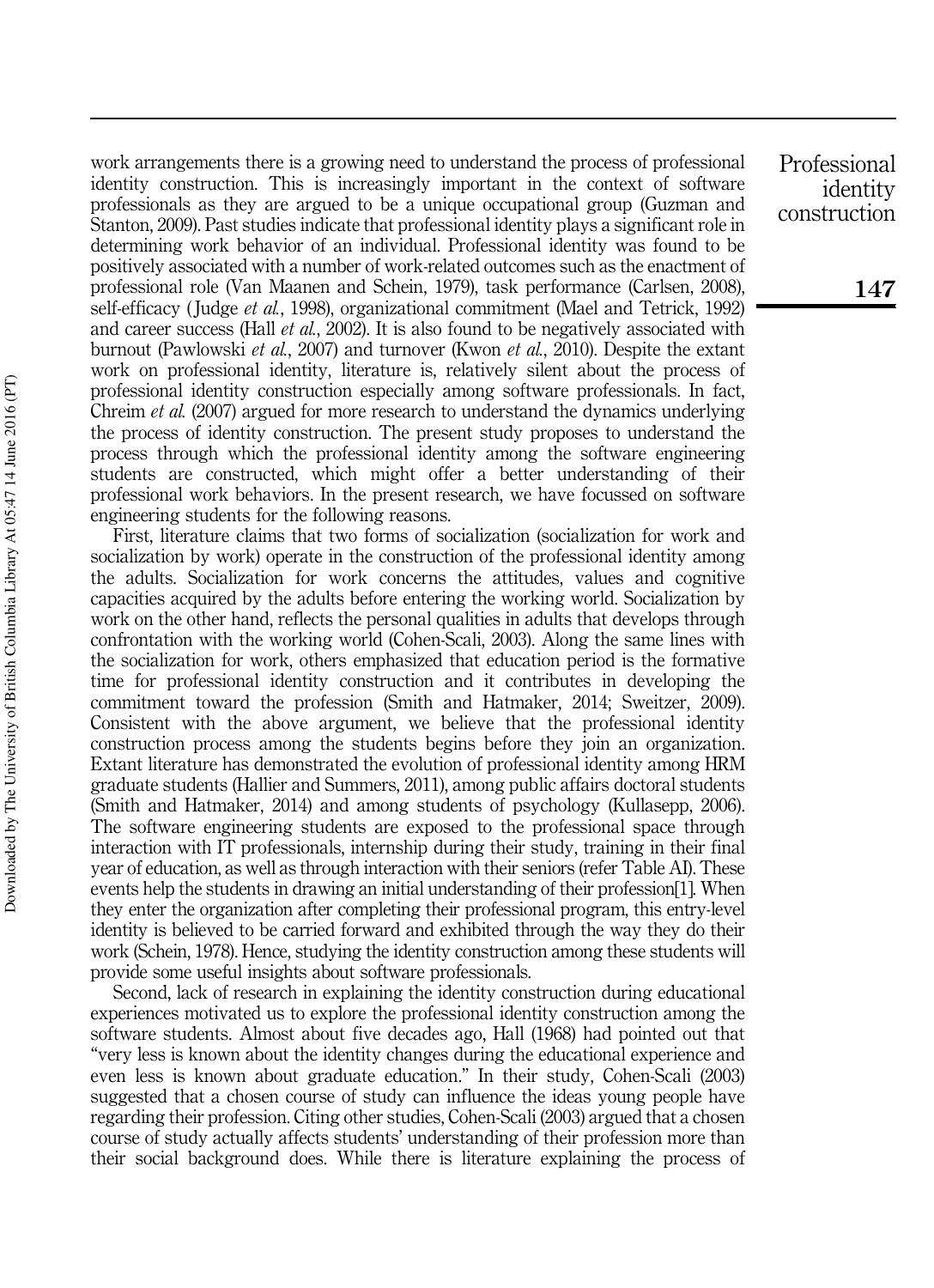work arrangements there is a growing need to understand the process of professional identity construction. This is increasingly important in the context of software professionals as they are argued to be a unique occupational group (Guzman and Stanton, 2009). Past studies indicate that professional identity plays a significant role in determining work behavior of an individual. Professional identity was found to be positively associated with a number of work-related outcomes such as the enactment of professional role (Van Maanen and Schein, 1979), task performance (Carlsen, 2008), self-efficacy (Judge *et al.*, 1998), organizational commitment (Mael and Tetrick, 1992) and career success (Hall *et al.*, 2002). It is also found to be negatively associated with burnout (Pawlowski *et al.*, 2007) and turnover (Kwon *et al.*, 2010). Despite the extant work on professional identity, literature is, relatively silent about the process of professional identity construction especially among software professionals. In fact, Chreim *et al.* (2007) argued for more research to understand the dynamics underlying the process of identity construction. The present study proposes to understand the process through which the professional identity among the software engineering students are constructed, which might offer a better understanding of their professional work behaviors. In the present research, we have focussed on software engineering students for the following reasons.

First, literature claims that two forms of socialization (socialization for work and socialization by work) operate in the construction of the professional identity among the adults. Socialization for work concerns the attitudes, values and cognitive capacities acquired by the adults before entering the working world. Socialization by work on the other hand, reflects the personal qualities in adults that develops through confrontation with the working world (Cohen-Scali, 2003). Along the same lines with the socialization for work, others emphasized that education period is the formative time for professional identity construction and it contributes in developing the commitment toward the profession (Smith and Hatmaker, 2014; Sweitzer, 2009). Consistent with the above argument, we believe that the professional identity construction process among the students begins before they join an organization. Extant literature has demonstrated the evolution of professional identity among HRM graduate students (Hallier and Summers, 2011), among public affairs doctoral students (Smith and Hatmaker, 2014) and among students of psychology (Kullasepp, 2006). The software engineering students are exposed to the professional space through interaction with IT professionals, internship during their study, training in their final year of education, as well as through interaction with their seniors (refer Table AI). These events help the students in drawing an initial understanding of their profession[1]. When they enter the organization after completing their professional program, this entry-level identity is believed to be carried forward and exhibited through the way they do their work (Schein, 1978). Hence, studying the identity construction among these students will provide some useful insights about software professionals.

Second, lack of research in explaining the identity construction during educational experiences motivated us to explore the professional identity construction among the software students. Almost about five decades ago, Hall (1968) had pointed out that "very less is known about the identity changes during the educational experience and even less is known about graduate education." In their study, Cohen-Scali (2003) suggested that a chosen course of study can influence the ideas young people have regarding their profession. Citing other studies, Cohen-Scali (2003) argued that a chosen course of study actually affects students' understanding of their profession more than their social background does. While there is literature explaining the process of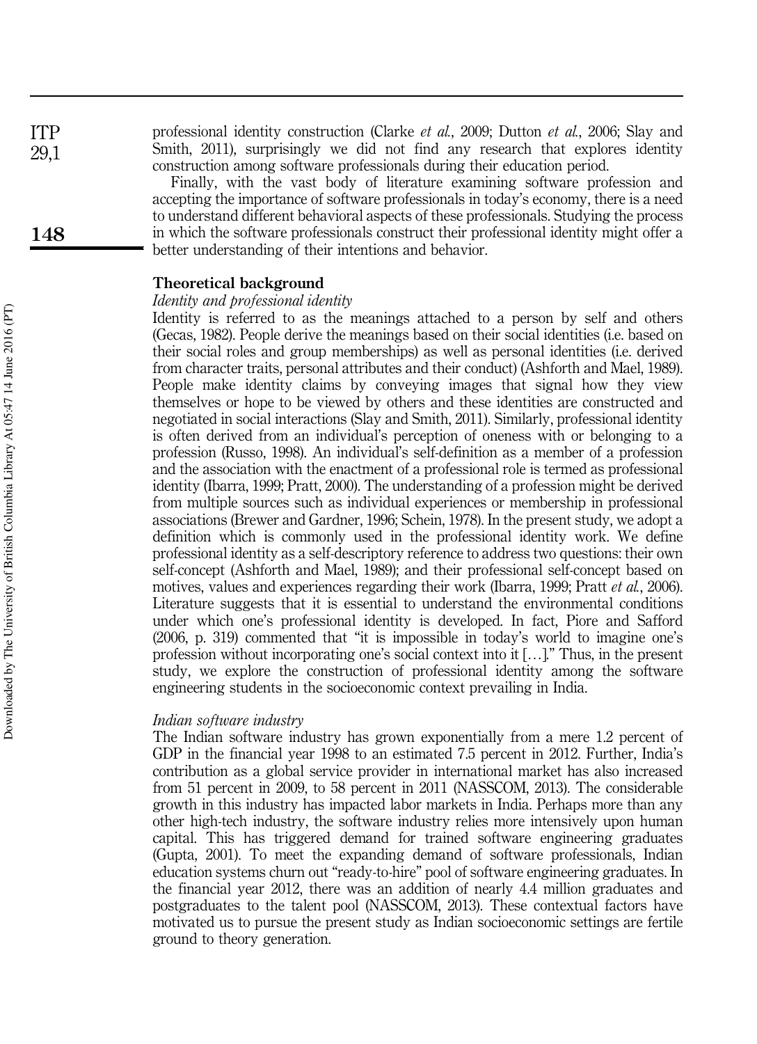professional identity construction (Clarke *et al.*, 2009; Dutton *et al.*, 2006; Slay and Smith, 2011), surprisingly we did not find any research that explores identity construction among software professionals during their education period.

Finally, with the vast body of literature examining software profession and accepting the importance of software professionals in today's economy, there is a need to understand different behavioral aspects of these professionals. Studying the process in which the software professionals construct their professional identity might offer a better understanding of their intentions and behavior.

## Theoretical background

### *Identity and professional identity*

Identity is referred to as the meanings attached to a person by self and others (Gecas, 1982). People derive the meanings based on their social identities (i.e. based on their social roles and group memberships) as well as personal identities (i.e. derived from character traits, personal attributes and their conduct) (Ashforth and Mael, 1989). People make identity claims by conveying images that signal how they view themselves or hope to be viewed by others and these identities are constructed and negotiated in social interactions (Slay and Smith, 2011). Similarly, professional identity is often derived from an individual's perception of oneness with or belonging to a profession (Russo, 1998). An individual's self-definition as a member of a profession and the association with the enactment of a professional role is termed as professional identity (Ibarra, 1999; Pratt, 2000). The understanding of a profession might be derived from multiple sources such as individual experiences or membership in professional associations (Brewer and Gardner, 1996; Schein, 1978). In the present study, we adopt a definition which is commonly used in the professional identity work. We define professional identity as a self-descriptory reference to address two questions: their own self-concept (Ashforth and Mael, 1989); and their professional self-concept based on motives, values and experiences regarding their work (Ibarra, 1999; Pratt *et al.*, 2006). Literature suggests that it is essential to understand the environmental conditions under which one's professional identity is developed. In fact, Piore and Safford (2006, p. 319) commented that "it is impossible in today's world to imagine one's profession without incorporating one's social context into it […]." Thus, in the present study, we explore the construction of professional identity among the software engineering students in the socioeconomic context prevailing in India.

### *Indian software industry*

The Indian software industry has grown exponentially from a mere 1.2 percent of GDP in the financial year 1998 to an estimated 7.5 percent in 2012. Further, India's contribution as a global service provider in international market has also increased from 51 percent in 2009, to 58 percent in 2011 (NASSCOM, 2013). The considerable growth in this industry has impacted labor markets in India. Perhaps more than any other high-tech industry, the software industry relies more intensively upon human capital. This has triggered demand for trained software engineering graduates (Gupta, 2001). To meet the expanding demand of software professionals, Indian education systems churn out "ready-to-hire" pool of software engineering graduates. In the financial year 2012, there was an addition of nearly 4.4 million graduates and postgraduates to the talent pool (NASSCOM, 2013). These contextual factors have motivated us to pursue the present study as Indian socioeconomic settings are fertile ground to theory generation.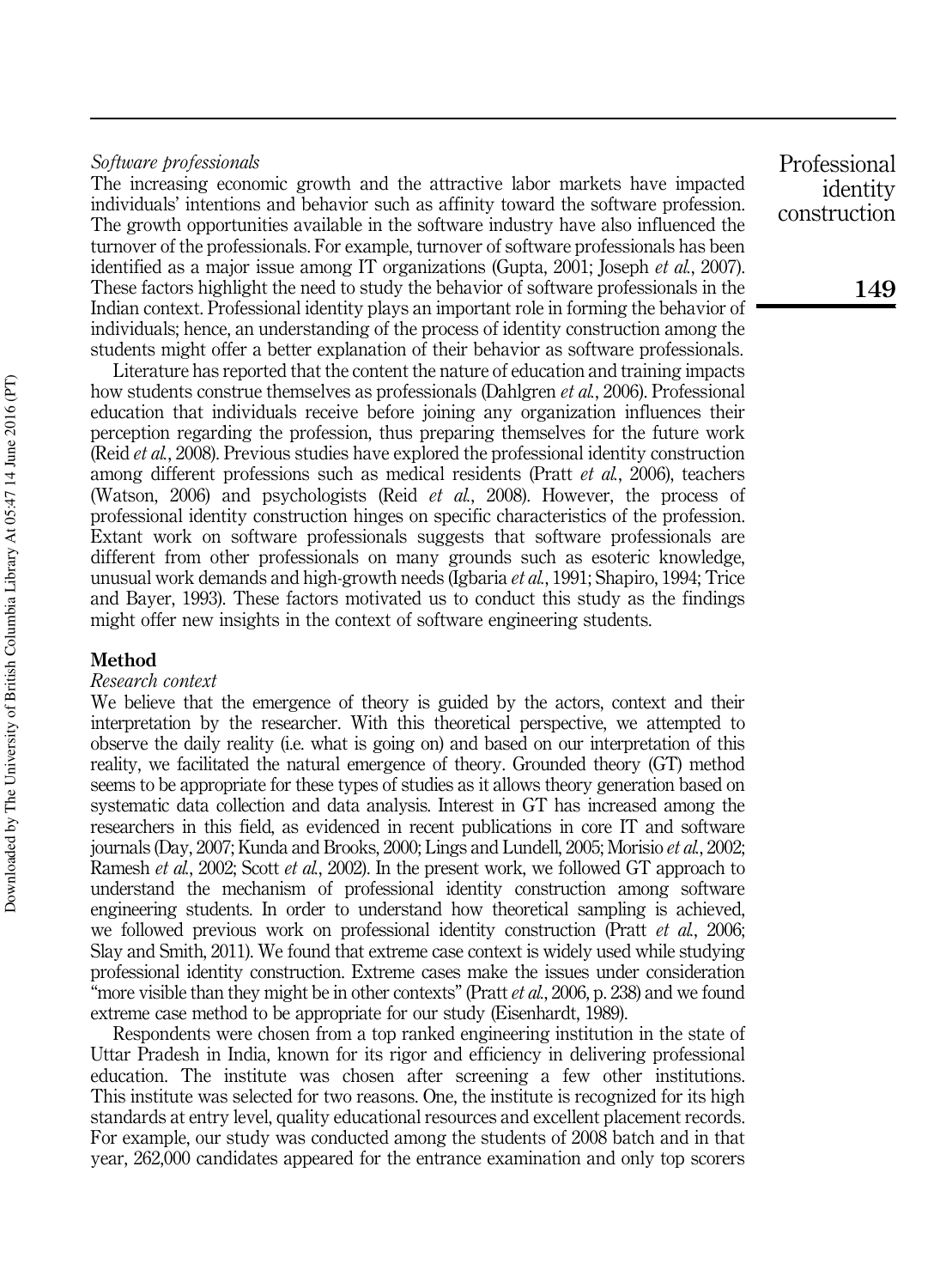*Software professionals*

The increasing economic growth and the attractive labor markets have impacted individuals' intentions and behavior such as affinity toward the software profession. The growth opportunities available in the software industry have also influenced the turnover of the professionals. For example, turnover of software professionals has been identified as a major issue among IT organizations (Gupta, 2001; Joseph *et al.*, 2007). These factors highlight the need to study the behavior of software professionals in the Indian context. Professional identity plays an important role in forming the behavior of individuals; hence, an understanding of the process of identity construction among the students might offer a better explanation of their behavior as software professionals.

Literature has reported that the content the nature of education and training impacts how students construe themselves as professionals (Dahlgren *et al.*, 2006). Professional education that individuals receive before joining any organization influences their perception regarding the profession, thus preparing themselves for the future work (Reid *et al.*, 2008). Previous studies have explored the professional identity construction among different professions such as medical residents (Pratt *et al.*, 2006), teachers (Watson, 2006) and psychologists (Reid *et al.*, 2008). However, the process of professional identity construction hinges on specific characteristics of the profession. Extant work on software professionals suggests that software professionals are different from other professionals on many grounds such as esoteric knowledge, unusual work demands and high-growth needs (Igbaria *et al.*, 1991; Shapiro, 1994; Trice and Bayer, 1993). These factors motivated us to conduct this study as the findings might offer new insights in the context of software engineering students.

## Method

*Research context*

We believe that the emergence of theory is guided by the actors, context and their interpretation by the researcher. With this theoretical perspective, we attempted to observe the daily reality (i.e. what is going on) and based on our interpretation of this reality, we facilitated the natural emergence of theory. Grounded theory (GT) method seems to be appropriate for these types of studies as it allows theory generation based on systematic data collection and data analysis. Interest in GT has increased among the researchers in this field, as evidenced in recent publications in core IT and software journals (Day, 2007; Kunda and Brooks, 2000; Lings and Lundell, 2005; Morisio *et al.*, 2002; Ramesh *et al.*, 2002; Scott *et al.*, 2002). In the present work, we followed GT approach to understand the mechanism of professional identity construction among software engineering students. In order to understand how theoretical sampling is achieved, we followed previous work on professional identity construction (Pratt *et al.*, 2006; Slay and Smith, 2011). We found that extreme case context is widely used while studying professional identity construction. Extreme cases make the issues under consideration "more visible than they might be in other contexts" (Pratt *et al.*, 2006, p. 238) and we found extreme case method to be appropriate for our study (Eisenhardt, 1989).

Respondents were chosen from a top ranked engineering institution in the state of Uttar Pradesh in India, known for its rigor and efficiency in delivering professional education. The institute was chosen after screening a few other institutions. This institute was selected for two reasons. One, the institute is recognized for its high standards at entry level, quality educational resources and excellent placement records. For example, our study was conducted among the students of 2008 batch and in that year, 262,000 candidates appeared for the entrance examination and only top scorers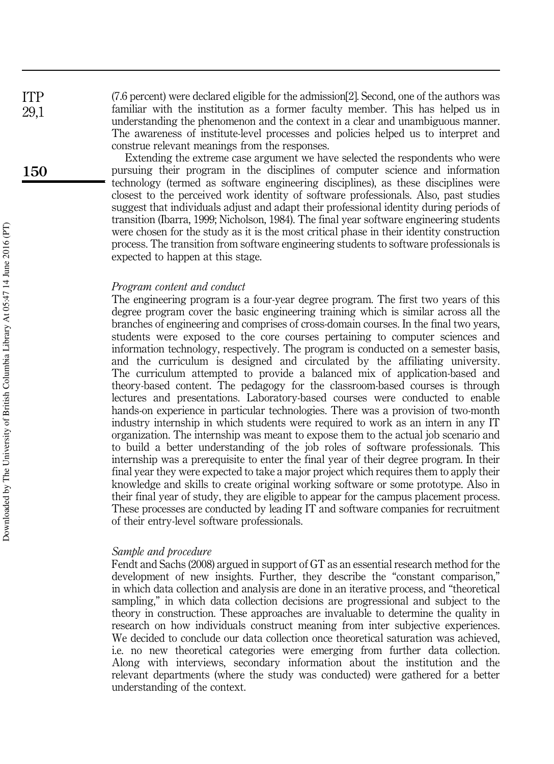(7.6 percent) were declared eligible for the admission[2]. Second, one of the authors was familiar with the institution as a former faculty member. This has helped us in understanding the phenomenon and the context in a clear and unambiguous manner. The awareness of institute-level processes and policies helped us to interpret and construe relevant meanings from the responses.

Extending the extreme case argument we have selected the respondents who were pursuing their program in the disciplines of computer science and information technology (termed as software engineering disciplines), as these disciplines were closest to the perceived work identity of software professionals. Also, past studies suggest that individuals adjust and adapt their professional identity during periods of transition (Ibarra, 1999; Nicholson, 1984). The final year software engineering students were chosen for the study as it is the most critical phase in their identity construction process. The transition from software engineering students to software professionals is expected to happen at this stage.

*Program content and conduct*

The engineering program is a four-year degree program. The first two years of this degree program cover the basic engineering training which is similar across all the branches of engineering and comprises of cross-domain courses. In the final two years, students were exposed to the core courses pertaining to computer sciences and information technology, respectively. The program is conducted on a semester basis, and the curriculum is designed and circulated by the affiliating university. The curriculum attempted to provide a balanced mix of application-based and theory-based content. The pedagogy for the classroom-based courses is through lectures and presentations. Laboratory-based courses were conducted to enable hands-on experience in particular technologies. There was a provision of two-month industry internship in which students were required to work as an intern in any IT organization. The internship was meant to expose them to the actual job scenario and to build a better understanding of the job roles of software professionals. This internship was a prerequisite to enter the final year of their degree program. In their final year they were expected to take a major project which requires them to apply their knowledge and skills to create original working software or some prototype. Also in their final year of study, they are eligible to appear for the campus placement process. These processes are conducted by leading IT and software companies for recruitment of their entry-level software professionals.

*Sample and procedure*

Fendt and Sachs (2008) argued in support of GT as an essential research method for the development of new insights. Further, they describe the "constant comparison," in which data collection and analysis are done in an iterative process, and "theoretical sampling," in which data collection decisions are progressional and subject to the theory in construction. These approaches are invaluable to determine the quality in research on how individuals construct meaning from inter subjective experiences. We decided to conclude our data collection once theoretical saturation was achieved, i.e. no new theoretical categories were emerging from further data collection. Along with interviews, secondary information about the institution and the relevant departments (where the study was conducted) were gathered for a better understanding of the context.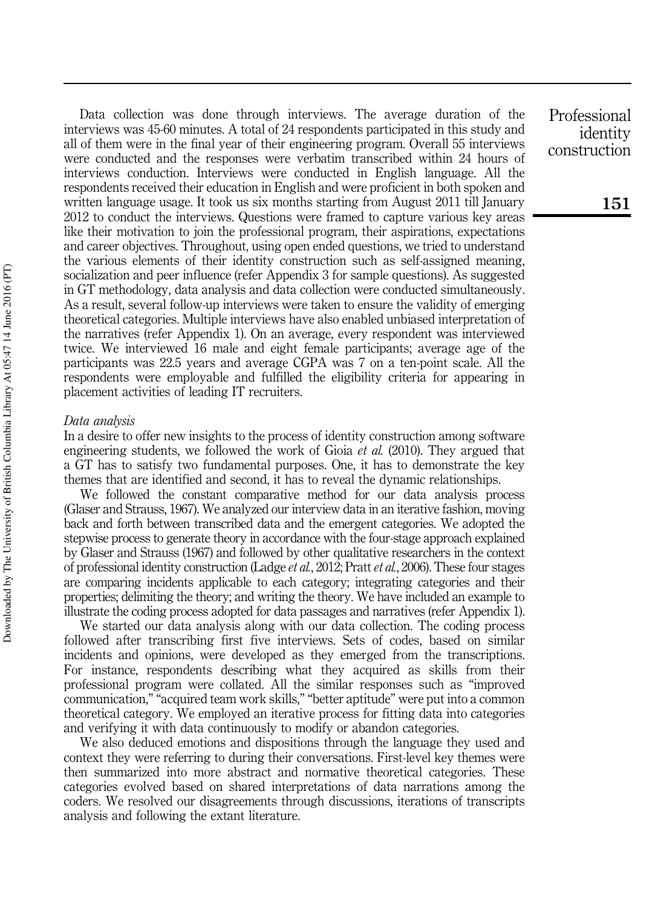Data collection was done through interviews. The average duration of the interviews was 45-60 minutes. A total of 24 respondents participated in this study and all of them were in the final year of their engineering program. Overall 55 interviews were conducted and the responses were verbatim transcribed within 24 hours of interviews conduction. Interviews were conducted in English language. All the respondents received their education in English and were proficient in both spoken and written language usage. It took us six months starting from August 2011 till January 2012 to conduct the interviews. Questions were framed to capture various key areas like their motivation to join the professional program, their aspirations, expectations and career objectives. Throughout, using open ended questions, we tried to understand the various elements of their identity construction such as self-assigned meaning, socialization and peer influence (refer Appendix 3 for sample questions). As suggested in GT methodology, data analysis and data collection were conducted simultaneously. As a result, several follow-up interviews were taken to ensure the validity of emerging theoretical categories. Multiple interviews have also enabled unbiased interpretation of the narratives (refer Appendix 1). On an average, every respondent was interviewed twice. We interviewed 16 male and eight female participants; average age of the participants was 22.5 years and average CGPA was 7 on a ten-point scale. All the respondents were employable and fulfilled the eligibility criteria for appearing in placement activities of leading IT recruiters.

*Data analysis*

In a desire to offer new insights to the process of identity construction among software engineering students, we followed the work of Gioia *et al.* (2010). They argued that a GT has to satisfy two fundamental purposes. One, it has to demonstrate the key themes that are identified and second, it has to reveal the dynamic relationships.

We followed the constant comparative method for our data analysis process (Glaser and Strauss, 1967). We analyzed our interview data in an iterative fashion, moving back and forth between transcribed data and the emergent categories. We adopted the stepwise process to generate theory in accordance with the four-stage approach explained by Glaser and Strauss (1967) and followed by other qualitative researchers in the context of professional identity construction (Ladge *et al.*, 2012; Pratt *et al.*, 2006). These four stages are comparing incidents applicable to each category; integrating categories and their properties; delimiting the theory; and writing the theory. We have included an example to illustrate the coding process adopted for data passages and narratives (refer Appendix 1).

We started our data analysis along with our data collection. The coding process followed after transcribing first five interviews. Sets of codes, based on similar incidents and opinions, were developed as they emerged from the transcriptions. For instance, respondents describing what they acquired as skills from their professional program were collated. All the similar responses such as "improved communication," "acquired team work skills," "better aptitude" were put into a common theoretical category. We employed an iterative process for fitting data into categories and verifying it with data continuously to modify or abandon categories.

We also deduced emotions and dispositions through the language they used and context they were referring to during their conversations. First-level key themes were then summarized into more abstract and normative theoretical categories. These categories evolved based on shared interpretations of data narrations among the coders. We resolved our disagreements through discussions, iterations of transcripts analysis and following the extant literature.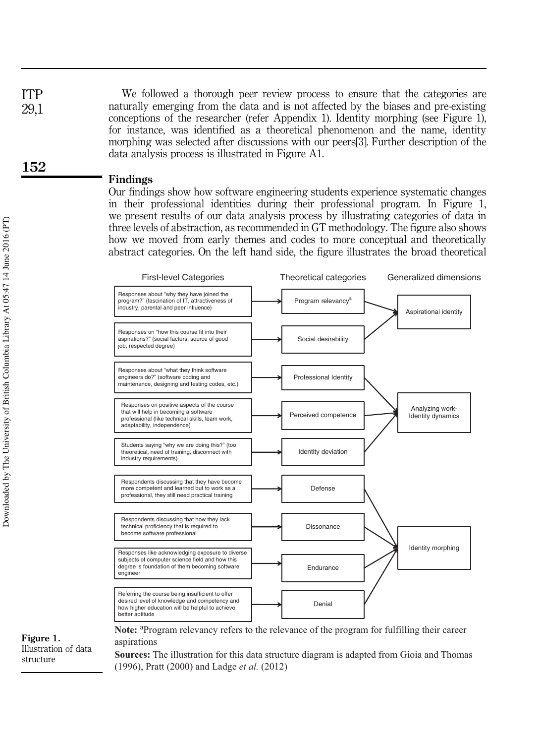We followed a thorough peer review process to ensure that the categories are naturally emerging from the data and is not affected by the biases and pre-existing conceptions of the researcher (refer Appendix 1). Identity morphing (see Figure 1), for instance, was identified as a theoretical phenomenon and the name, identity morphing was selected after discussions with our peers[3]. Further description of the data analysis process is illustrated in Figure A1.

## Findings

Our findings show how software engineering students experience systematic changes in their professional identities during their professional program. In Figure 1, we present results of our data analysis process by illustrating categories of data in three levels of abstraction, as recommended in GT methodology. The figure also shows how we moved from early themes and codes to more conceptual and theoretically abstract categories. On the left hand side, the figure illustrates the broad theoretical

| First-level Categories | Theoretical categories | Generalized dimensions |
|---|---|---|
| Responses about "why they have joined the program?" (fascination of IT, attractiveness of industry, parental and peer influence) | Program relevancy[a] | Aspirational identity |
| Responses on "how this course fit into their aspirations?" (social factors, source of good job, respected degree) | Social desirability | Aspirational identity |
| Responses about "what they think software engineers do?" (software coding and maintenance, designing and testing codes, etc.) | Professional Identity | Analyzing work-Identity dynamics |
| Responses on positive aspects of the course that will help in becoming a software professional (like technical skills, team work, adaptability, independence) | Perceived competence | Analyzing work-Identity dynamics |
| Students saying "why we are doing this?" (too theoretical, need of training, disconnect with industry requirements) | Identity deviation | Analyzing work-Identity dynamics |
| Respondents discussing that they have become more competent and learned but to work as a professional, they still need practical training | Defense | Identity morphing |
| Respondents discussing that how they lack technical proficiency that is required to become software professional | Dissonance | Identity morphing |
| Responses like acknowledging exposure to diverse subjects of computer science field and how this degree is foundation of them becoming software engineer | Endurance | Identity morphing |
| Referring the course being insufficient to offer desired level of knowledge and competency and how higher education will be helpful to achieve better aptitude | Denial | Identity morphing |

**Note:** [a]Program relevancy refers to the relevance of the program for fulfilling their career aspirations

**Sources:** The illustration for this data structure diagram is adapted from Gioia and Thomas (1996), Pratt (2000) and Ladge *et al.* (2012)

**Figure 1.** Illustration of data structure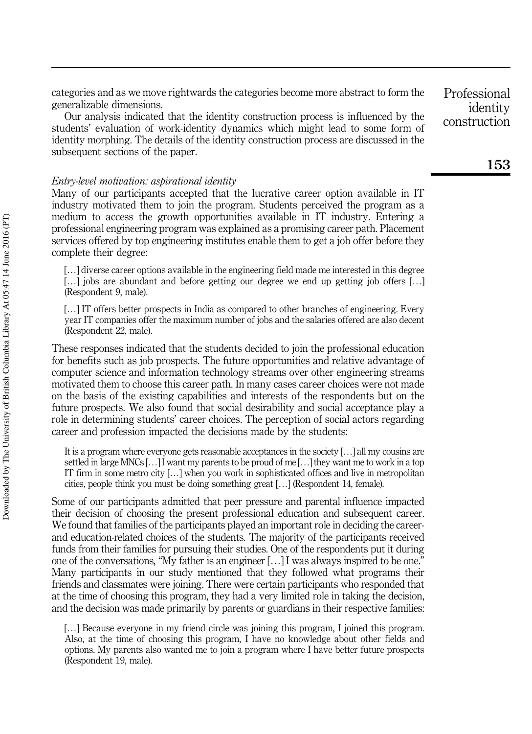categories and as we move rightwards the categories become more abstract to form the generalizable dimensions.

Our analysis indicated that the identity construction process is influenced by the students' evaluation of work-identity dynamics which might lead to some form of identity morphing. The details of the identity construction process are discussed in the subsequent sections of the paper.

*Entry-level motivation: aspirational identity*

Many of our participants accepted that the lucrative career option available in IT industry motivated them to join the program. Students perceived the program as a medium to access the growth opportunities available in IT industry. Entering a professional engineering program was explained as a promising career path. Placement services offered by top engineering institutes enable them to get a job offer before they complete their degree:

> […] diverse career options available in the engineering field made me interested in this degree […] jobs are abundant and before getting our degree we end up getting job offers […] (Respondent 9, male).

> […] IT offers better prospects in India as compared to other branches of engineering. Every year IT companies offer the maximum number of jobs and the salaries offered are also decent (Respondent 22, male).

These responses indicated that the students decided to join the professional education for benefits such as job prospects. The future opportunities and relative advantage of computer science and information technology streams over other engineering streams motivated them to choose this career path. In many cases career choices were not made on the basis of the existing capabilities and interests of the respondents but on the future prospects. We also found that social desirability and social acceptance play a role in determining students' career choices. The perception of social actors regarding career and profession impacted the decisions made by the students:

> It is a program where everyone gets reasonable acceptances in the society […] all my cousins are settled in large MNCs […] I want my parents to be proud of me […] they want me to work in a top IT firm in some metro city […] when you work in sophisticated offices and live in metropolitan cities, people think you must be doing something great […] (Respondent 14, female).

Some of our participants admitted that peer pressure and parental influence impacted their decision of choosing the present professional education and subsequent career. We found that families of the participants played an important role in deciding the career- and education-related choices of the students. The majority of the participants received funds from their families for pursuing their studies. One of the respondents put it during one of the conversations, "My father is an engineer […] I was always inspired to be one." Many participants in our study mentioned that they followed what programs their friends and classmates were joining. There were certain participants who responded that at the time of choosing this program, they had a very limited role in taking the decision, and the decision was made primarily by parents or guardians in their respective families:

> […] Because everyone in my friend circle was joining this program, I joined this program. Also, at the time of choosing this program, I have no knowledge about other fields and options. My parents also wanted me to join a program where I have better future prospects (Respondent 19, male).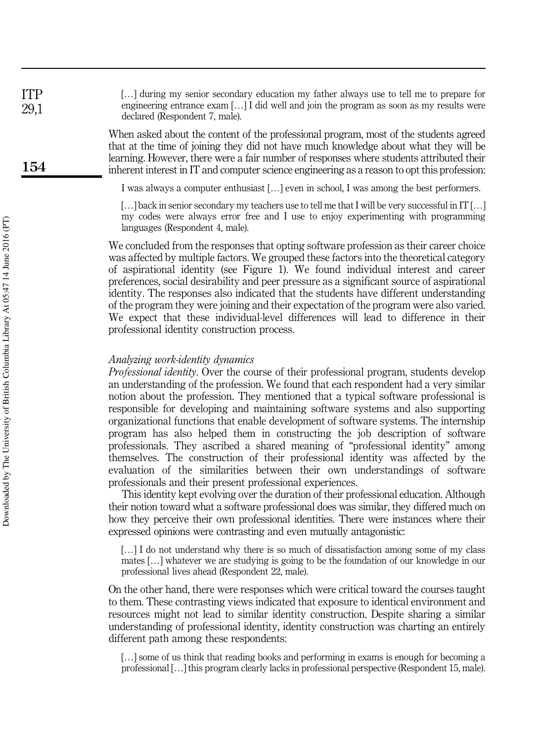> […] during my senior secondary education my father always use to tell me to prepare for engineering entrance exam […] I did well and join the program as soon as my results were declared (Respondent 7, male).

When asked about the content of the professional program, most of the students agreed that at the time of joining they did not have much knowledge about what they will be learning. However, there were a fair number of responses where students attributed their inherent interest in IT and computer science engineering as a reason to opt this profession:

> I was always a computer enthusiast […] even in school, I was among the best performers.
>
> […] back in senior secondary my teachers use to tell me that I will be very successful in IT […] my codes were always error free and I use to enjoy experimenting with programming languages (Respondent 4, male).

We concluded from the responses that opting software profession as their career choice was affected by multiple factors. We grouped these factors into the theoretical category of aspirational identity (see Figure 1). We found individual interest and career preferences, social desirability and peer pressure as a significant source of aspirational identity. The responses also indicated that the students have different understanding of the program they were joining and their expectation of the program were also varied. We expect that these individual-level differences will lead to difference in their professional identity construction process.

### *Analyzing work-identity dynamics*

*Professional identity*. Over the course of their professional program, students develop an understanding of the profession. We found that each respondent had a very similar notion about the profession. They mentioned that a typical software professional is responsible for developing and maintaining software systems and also supporting organizational functions that enable development of software systems. The internship program has also helped them in constructing the job description of software professionals. They ascribed a shared meaning of "professional identity" among themselves. The construction of their professional identity was affected by the evaluation of the similarities between their own understandings of software professionals and their present professional experiences.

This identity kept evolving over the duration of their professional education. Although their notion toward what a software professional does was similar, they differed much on how they perceive their own professional identities. There were instances where their expressed opinions were contrasting and even mutually antagonistic:

> […] I do not understand why there is so much of dissatisfaction among some of my class mates […] whatever we are studying is going to be the foundation of our knowledge in our professional lives ahead (Respondent 22, male).

On the other hand, there were responses which were critical toward the courses taught to them. These contrasting views indicated that exposure to identical environment and resources might not lead to similar identity construction. Despite sharing a similar understanding of professional identity, identity construction was charting an entirely different path among these respondents:

> […] some of us think that reading books and performing in exams is enough for becoming a professional […] this program clearly lacks in professional perspective (Respondent 15, male).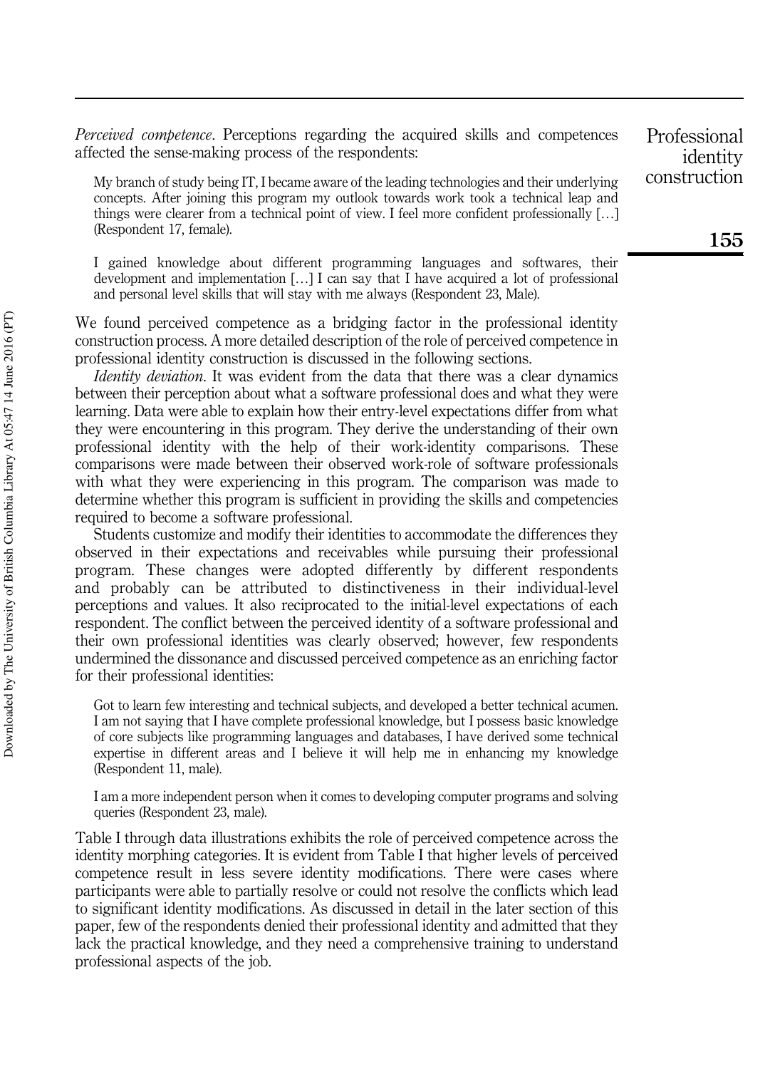*Perceived competence*. Perceptions regarding the acquired skills and competences affected the sense-making process of the respondents:

> My branch of study being IT, I became aware of the leading technologies and their underlying concepts. After joining this program my outlook towards work took a technical leap and things were clearer from a technical point of view. I feel more confident professionally […] (Respondent 17, female).

> I gained knowledge about different programming languages and softwares, their development and implementation […] I can say that I have acquired a lot of professional and personal level skills that will stay with me always (Respondent 23, Male).

We found perceived competence as a bridging factor in the professional identity construction process. A more detailed description of the role of perceived competence in professional identity construction is discussed in the following sections.

*Identity deviation*. It was evident from the data that there was a clear dynamics between their perception about what a software professional does and what they were learning. Data were able to explain how their entry-level expectations differ from what they were encountering in this program. They derive the understanding of their own professional identity with the help of their work-identity comparisons. These comparisons were made between their observed work-role of software professionals with what they were experiencing in this program. The comparison was made to determine whether this program is sufficient in providing the skills and competencies required to become a software professional.

Students customize and modify their identities to accommodate the differences they observed in their expectations and receivables while pursuing their professional program. These changes were adopted differently by different respondents and probably can be attributed to distinctiveness in their individual-level perceptions and values. It also reciprocated to the initial-level expectations of each respondent. The conflict between the perceived identity of a software professional and their own professional identities was clearly observed; however, few respondents undermined the dissonance and discussed perceived competence as an enriching factor for their professional identities:

> Got to learn few interesting and technical subjects, and developed a better technical acumen. I am not saying that I have complete professional knowledge, but I possess basic knowledge of core subjects like programming languages and databases, I have derived some technical expertise in different areas and I believe it will help me in enhancing my knowledge (Respondent 11, male).

> I am a more independent person when it comes to developing computer programs and solving queries (Respondent 23, male).

Table I through data illustrations exhibits the role of perceived competence across the identity morphing categories. It is evident from Table I that higher levels of perceived competence result in less severe identity modifications. There were cases where participants were able to partially resolve or could not resolve the conflicts which lead to significant identity modifications. As discussed in detail in the later section of this paper, few of the respondents denied their professional identity and admitted that they lack the practical knowledge, and they need a comprehensive training to understand professional aspects of the job.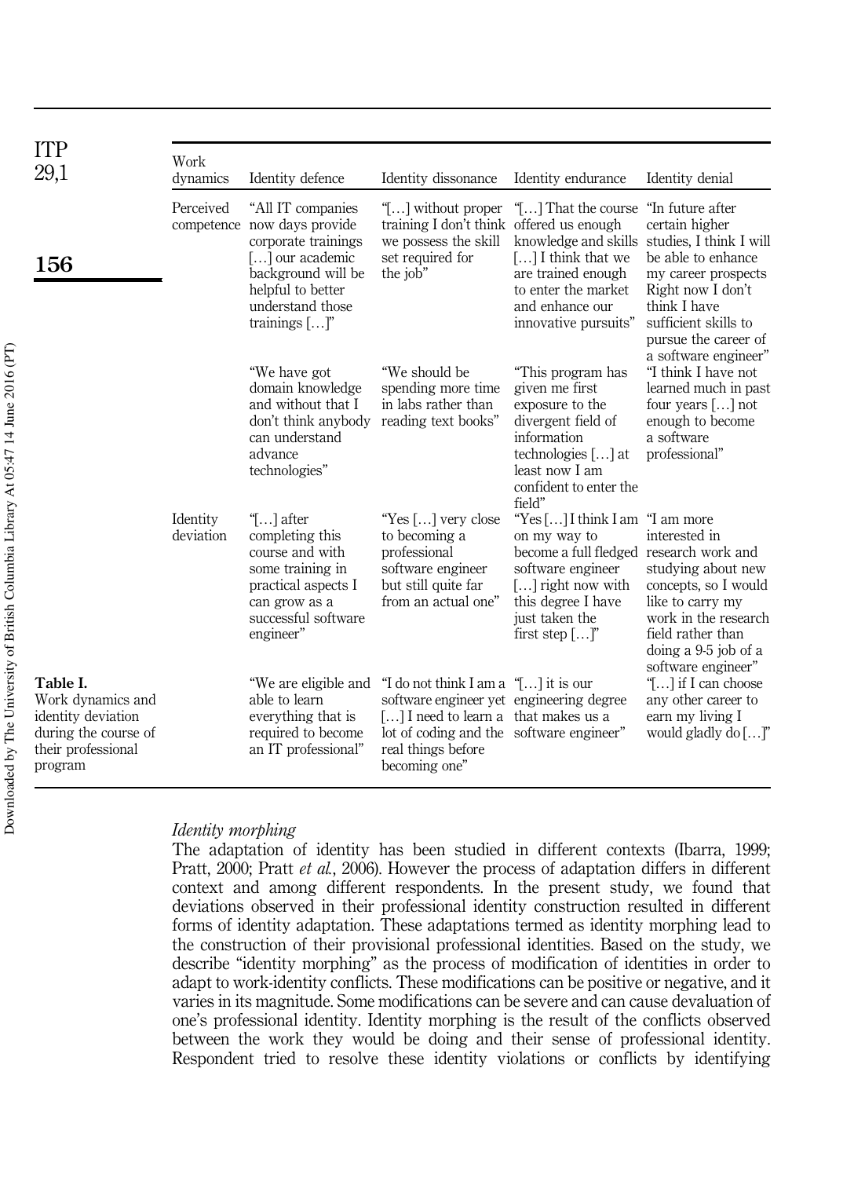Table I. Work dynamics and identity deviation during the course of their professional program

| Work dynamics | Identity defence | Identity dissonance | Identity endurance | Identity denial |
|---|---|---|---|---|
| Perceived competence | "All IT companies now days provide corporate trainings […] our academic background will be helpful to better understand those trainings […]" | "[…] without proper training I don't think we possess the skill set required for the job" | "[…] That the course offered us enough knowledge and skills […] I think that we are trained enough to enter the market and enhance our innovative pursuits" | "In future after certain higher studies, I think I will be able to enhance my career prospects Right now I don't think I have sufficient skills to pursue the career of a software engineer" |
| | "We have got domain knowledge and without that I don't think anybody can understand advance technologies" | "We should be spending more time in labs rather than reading text books" | "This program has given me first exposure to the divergent field of information technologies […] at least now I am confident to enter the field" | "I think I have not learned much in past four years […] not enough to become a software professional" |
| Identity deviation | "[…] after completing this course and with some training in practical aspects I can grow as a successful software engineer" | "Yes […] very close to becoming a professional software engineer but still quite far from an actual one" | "Yes […] I think I am on my way to become a full fledged software engineer […] right now with this degree I have just taken the first step […]" | "I am more interested in research work and studying about new concepts, so I would like to carry my work in the research field rather than doing a 9-5 job of a software engineer" |
| | "We are eligible and able to learn everything that is required to become an IT professional" | "I do not think I am a software engineer yet […] I need to learn a lot of coding and the real things before becoming one" | "[…] it is our engineering degree that makes us a software engineer" | "[…] if I can choose any other career to earn my living I would gladly do […]" |

*Identity morphing*

The adaptation of identity has been studied in different contexts (Ibarra, 1999; Pratt, 2000; Pratt *et al.*, 2006). However the process of adaptation differs in different context and among different respondents. In the present study, we found that deviations observed in their professional identity construction resulted in different forms of identity adaptation. These adaptations termed as identity morphing lead to the construction of their provisional professional identities. Based on the study, we describe "identity morphing" as the process of modification of identities in order to adapt to work-identity conflicts. These modifications can be positive or negative, and it varies in its magnitude. Some modifications can be severe and can cause devaluation of one's professional identity. Identity morphing is the result of the conflicts observed between the work they would be doing and their sense of professional identity. Respondent tried to resolve these identity violations or conflicts by identifying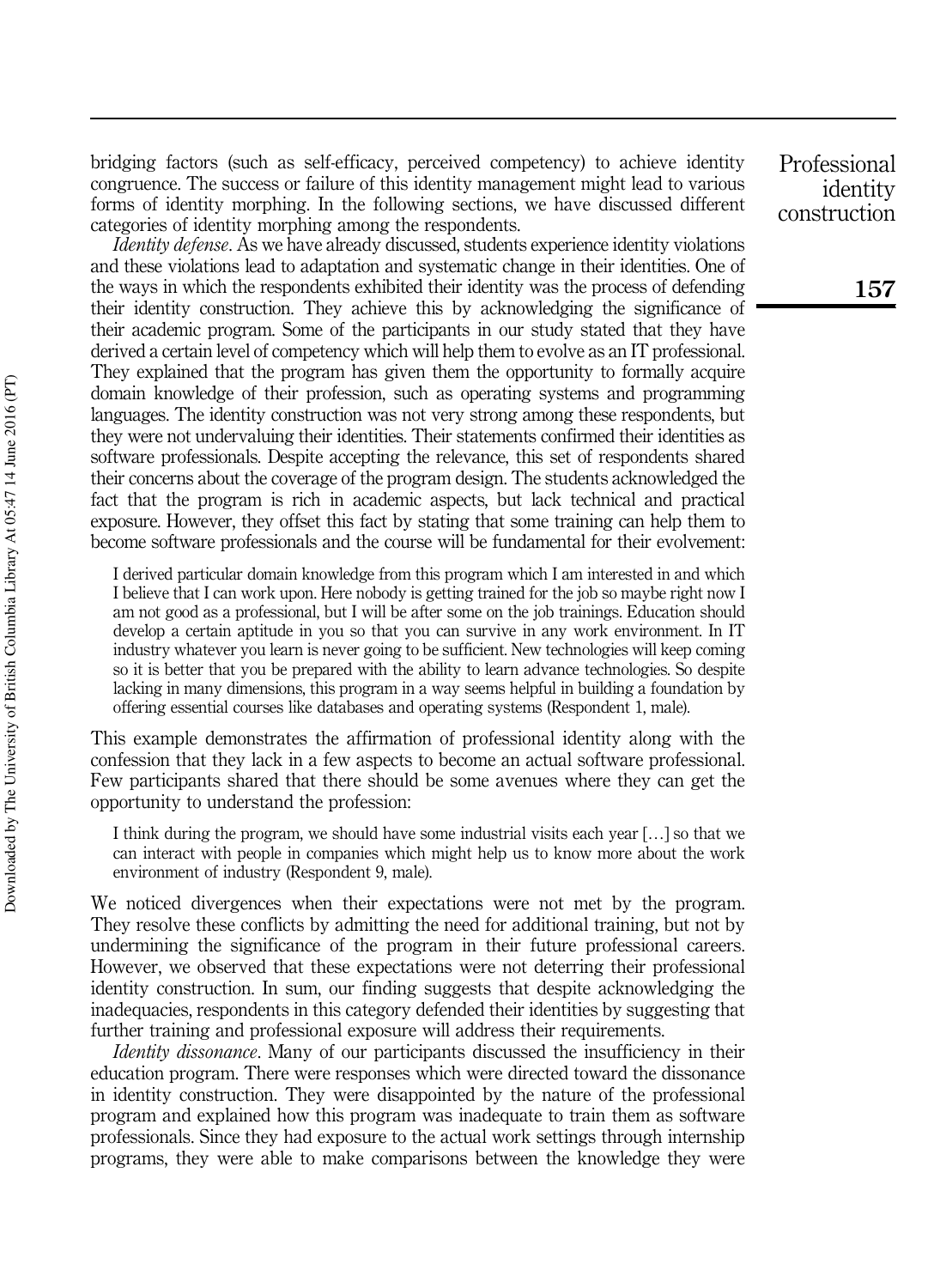bridging factors (such as self-efficacy, perceived competency) to achieve identity congruence. The success or failure of this identity management might lead to various forms of identity morphing. In the following sections, we have discussed different categories of identity morphing among the respondents.

*Identity defense*. As we have already discussed, students experience identity violations and these violations lead to adaptation and systematic change in their identities. One of the ways in which the respondents exhibited their identity was the process of defending their identity construction. They achieve this by acknowledging the significance of their academic program. Some of the participants in our study stated that they have derived a certain level of competency which will help them to evolve as an IT professional. They explained that the program has given them the opportunity to formally acquire domain knowledge of their profession, such as operating systems and programming languages. The identity construction was not very strong among these respondents, but they were not undervaluing their identities. Their statements confirmed their identities as software professionals. Despite accepting the relevance, this set of respondents shared their concerns about the coverage of the program design. The students acknowledged the fact that the program is rich in academic aspects, but lack technical and practical exposure. However, they offset this fact by stating that some training can help them to become software professionals and the course will be fundamental for their evolvement:

> I derived particular domain knowledge from this program which I am interested in and which I believe that I can work upon. Here nobody is getting trained for the job so maybe right now I am not good as a professional, but I will be after some on the job trainings. Education should develop a certain aptitude in you so that you can survive in any work environment. In IT industry whatever you learn is never going to be sufficient. New technologies will keep coming so it is better that you be prepared with the ability to learn advance technologies. So despite lacking in many dimensions, this program in a way seems helpful in building a foundation by offering essential courses like databases and operating systems (Respondent 1, male).

This example demonstrates the affirmation of professional identity along with the confession that they lack in a few aspects to become an actual software professional. Few participants shared that there should be some avenues where they can get the opportunity to understand the profession:

> I think during the program, we should have some industrial visits each year […] so that we can interact with people in companies which might help us to know more about the work environment of industry (Respondent 9, male).

We noticed divergences when their expectations were not met by the program. They resolve these conflicts by admitting the need for additional training, but not by undermining the significance of the program in their future professional careers. However, we observed that these expectations were not deterring their professional identity construction. In sum, our finding suggests that despite acknowledging the inadequacies, respondents in this category defended their identities by suggesting that further training and professional exposure will address their requirements.

*Identity dissonance*. Many of our participants discussed the insufficiency in their education program. There were responses which were directed toward the dissonance in identity construction. They were disappointed by the nature of the professional program and explained how this program was inadequate to train them as software professionals. Since they had exposure to the actual work settings through internship programs, they were able to make comparisons between the knowledge they were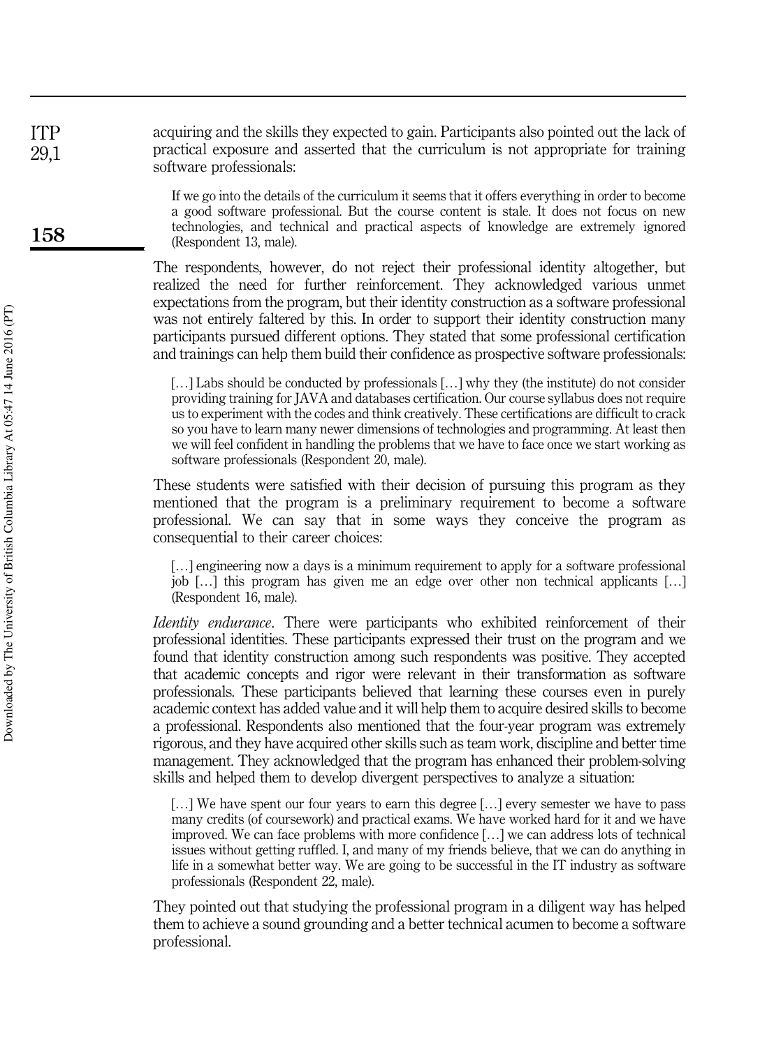acquiring and the skills they expected to gain. Participants also pointed out the lack of practical exposure and asserted that the curriculum is not appropriate for training software professionals:

> If we go into the details of the curriculum it seems that it offers everything in order to become a good software professional. But the course content is stale. It does not focus on new technologies, and technical and practical aspects of knowledge are extremely ignored (Respondent 13, male).

The respondents, however, do not reject their professional identity altogether, but realized the need for further reinforcement. They acknowledged various unmet expectations from the program, but their identity construction as a software professional was not entirely faltered by this. In order to support their identity construction many participants pursued different options. They stated that some professional certification and trainings can help them build their confidence as prospective software professionals:

> […] Labs should be conducted by professionals […] why they (the institute) do not consider providing training for JAVA and databases certification. Our course syllabus does not require us to experiment with the codes and think creatively. These certifications are difficult to crack so you have to learn many newer dimensions of technologies and programming. At least then we will feel confident in handling the problems that we have to face once we start working as software professionals (Respondent 20, male).

These students were satisfied with their decision of pursuing this program as they mentioned that the program is a preliminary requirement to become a software professional. We can say that in some ways they conceive the program as consequential to their career choices:

> […] engineering now a days is a minimum requirement to apply for a software professional job […] this program has given me an edge over other non technical applicants […] (Respondent 16, male).

*Identity endurance*. There were participants who exhibited reinforcement of their professional identities. These participants expressed their trust on the program and we found that identity construction among such respondents was positive. They accepted that academic concepts and rigor were relevant in their transformation as software professionals. These participants believed that learning these courses even in purely academic context has added value and it will help them to acquire desired skills to become a professional. Respondents also mentioned that the four-year program was extremely rigorous, and they have acquired other skills such as team work, discipline and better time management. They acknowledged that the program has enhanced their problem-solving skills and helped them to develop divergent perspectives to analyze a situation:

> […] We have spent our four years to earn this degree […] every semester we have to pass many credits (of coursework) and practical exams. We have worked hard for it and we have improved. We can face problems with more confidence […] we can address lots of technical issues without getting ruffled. I, and many of my friends believe, that we can do anything in life in a somewhat better way. We are going to be successful in the IT industry as software professionals (Respondent 22, male).

They pointed out that studying the professional program in a diligent way has helped them to achieve a sound grounding and a better technical acumen to become a software professional.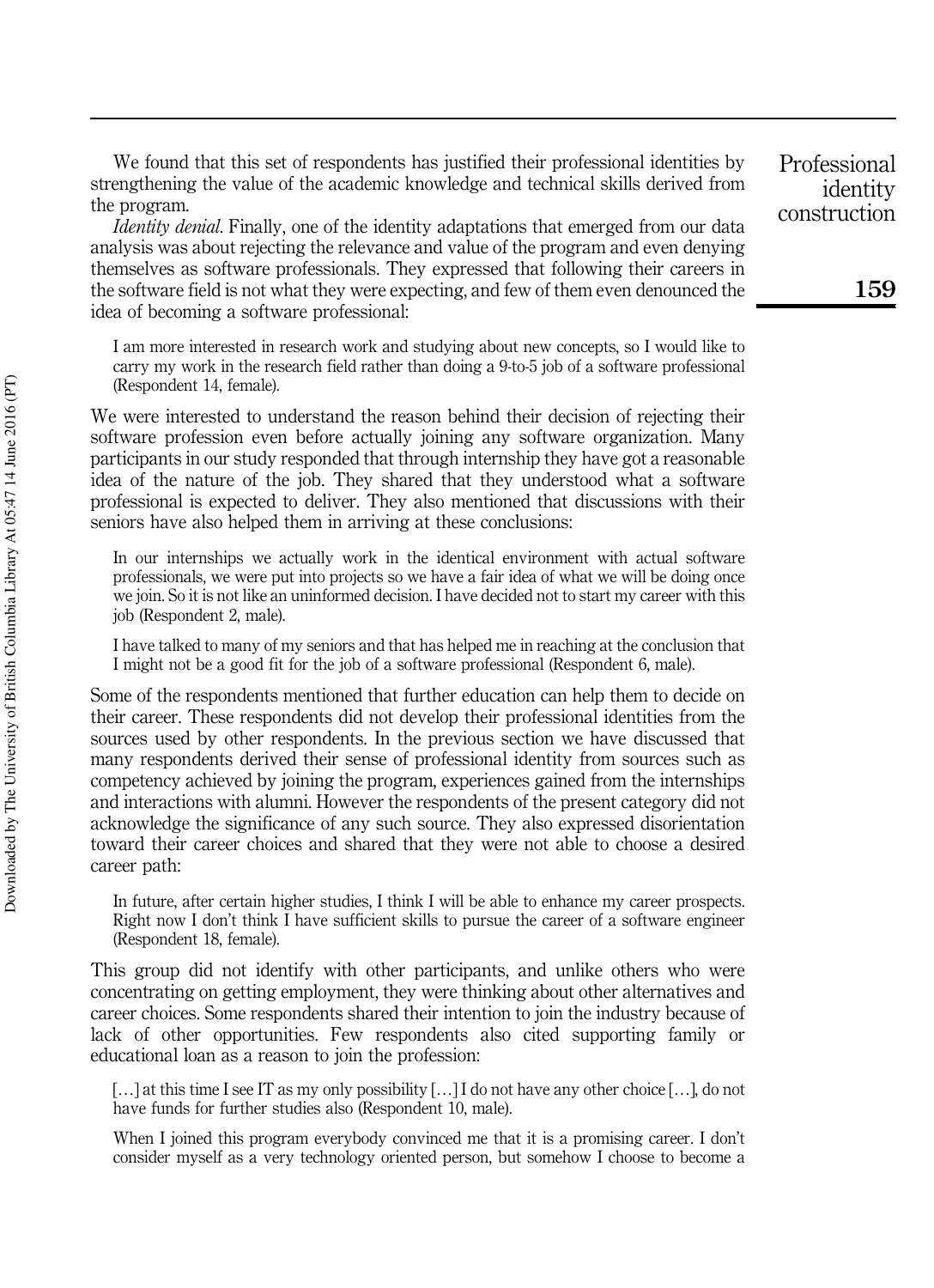We found that this set of respondents has justified their professional identities by strengthening the value of the academic knowledge and technical skills derived from the program.

*Identity denial*. Finally, one of the identity adaptations that emerged from our data analysis was about rejecting the relevance and value of the program and even denying themselves as software professionals. They expressed that following their careers in the software field is not what they were expecting, and few of them even denounced the idea of becoming a software professional:

> I am more interested in research work and studying about new concepts, so I would like to carry my work in the research field rather than doing a 9-to-5 job of a software professional (Respondent 14, female).

We were interested to understand the reason behind their decision of rejecting their software profession even before actually joining any software organization. Many participants in our study responded that through internship they have got a reasonable idea of the nature of the job. They shared that they understood what a software professional is expected to deliver. They also mentioned that discussions with their seniors have also helped them in arriving at these conclusions:

> In our internships we actually work in the identical environment with actual software professionals, we were put into projects so we have a fair idea of what we will be doing once we join. So it is not like an uninformed decision. I have decided not to start my career with this job (Respondent 2, male).

> I have talked to many of my seniors and that has helped me in reaching at the conclusion that I might not be a good fit for the job of a software professional (Respondent 6, male).

Some of the respondents mentioned that further education can help them to decide on their career. These respondents did not develop their professional identities from the sources used by other respondents. In the previous section we have discussed that many respondents derived their sense of professional identity from sources such as competency achieved by joining the program, experiences gained from the internships and interactions with alumni. However the respondents of the present category did not acknowledge the significance of any such source. They also expressed disorientation toward their career choices and shared that they were not able to choose a desired career path:

> In future, after certain higher studies, I think I will be able to enhance my career prospects. Right now I don't think I have sufficient skills to pursue the career of a software engineer (Respondent 18, female).

This group did not identify with other participants, and unlike others who were concentrating on getting employment, they were thinking about other alternatives and career choices. Some respondents shared their intention to join the industry because of lack of other opportunities. Few respondents also cited supporting family or educational loan as a reason to join the profession:

> […] at this time I see IT as my only possibility […] I do not have any other choice […], do not have funds for further studies also (Respondent 10, male).

> When I joined this program everybody convinced me that it is a promising career. I don't consider myself as a very technology oriented person, but somehow I choose to become a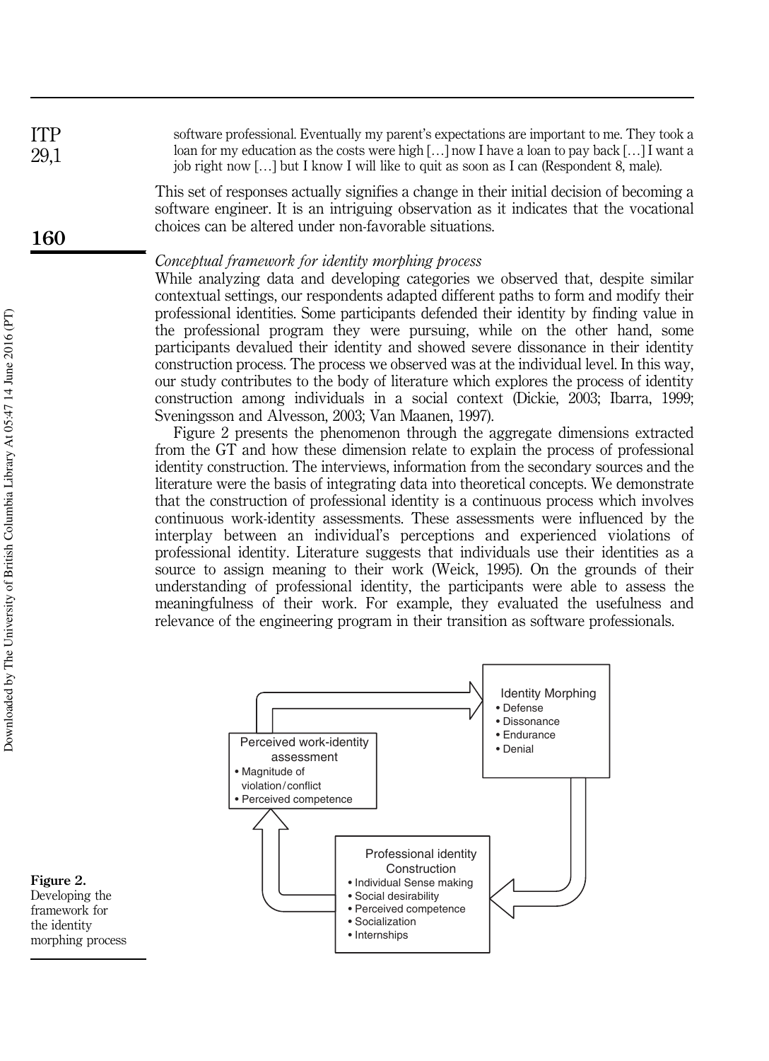> software professional. Eventually my parent's expectations are important to me. They took a loan for my education as the costs were high […] now I have a loan to pay back […] I want a job right now […] but I know I will like to quit as soon as I can (Respondent 8, male).

This set of responses actually signifies a change in their initial decision of becoming a software engineer. It is an intriguing observation as it indicates that the vocational choices can be altered under non-favorable situations.

*Conceptual framework for identity morphing process*

While analyzing data and developing categories we observed that, despite similar contextual settings, our respondents adapted different paths to form and modify their professional identities. Some participants defended their identity by finding value in the professional program they were pursuing, while on the other hand, some participants devalued their identity and showed severe dissonance in their identity construction process. The process we observed was at the individual level. In this way, our study contributes to the body of literature which explores the process of identity construction among individuals in a social context (Dickie, 2003; Ibarra, 1999; Sveningsson and Alvesson, 2003; Van Maanen, 1997).

Figure 2 presents the phenomenon through the aggregate dimensions extracted from the GT and how these dimension relate to explain the process of professional identity construction. The interviews, information from the secondary sources and the literature were the basis of integrating data into theoretical concepts. We demonstrate that the construction of professional identity is a continuous process which involves continuous work-identity assessments. These assessments were influenced by the interplay between an individual's perceptions and experienced violations of professional identity. Literature suggests that individuals use their identities as a source to assign meaning to their work (Weick, 1995). On the grounds of their understanding of professional identity, the participants were able to assess the meaningfulness of their work. For example, they evaluated the usefulness and relevance of the engineering program in their transition as software professionals.

Identity Morphing
- Defense
- Dissonance
- Endurance
- Denial

Perceived work-identity assessment
- Magnitude of violation/conflict
- Perceived competence

Professional identity Construction
- Individual Sense making
- Social desirability
- Perceived competence
- Socialization
- Internships

**Figure 2.** Developing the framework for the identity morphing process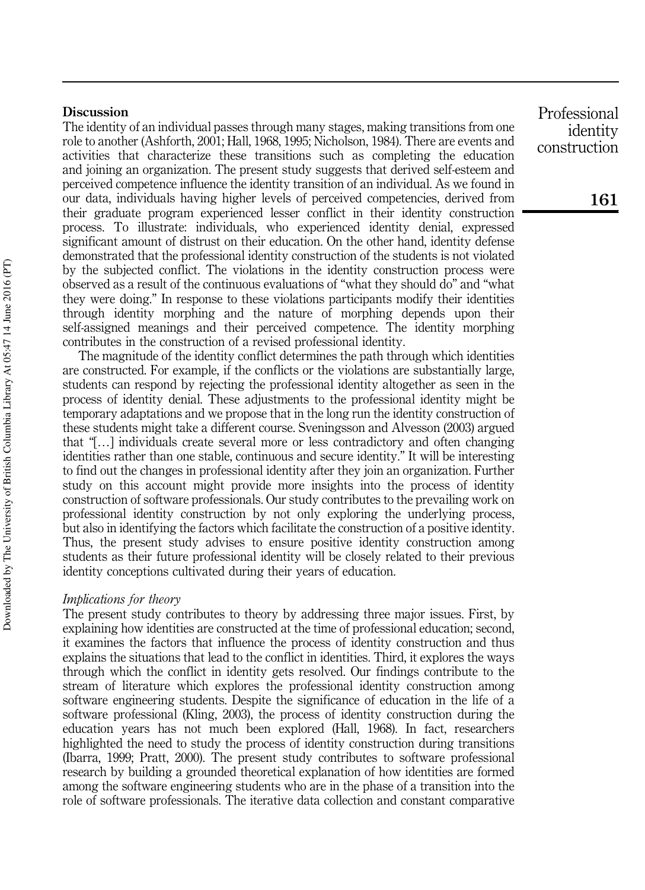## Discussion

The identity of an individual passes through many stages, making transitions from one role to another (Ashforth, 2001; Hall, 1968, 1995; Nicholson, 1984). There are events and activities that characterize these transitions such as completing the education and joining an organization. The present study suggests that derived self-esteem and perceived competence influence the identity transition of an individual. As we found in our data, individuals having higher levels of perceived competencies, derived from their graduate program experienced lesser conflict in their identity construction process. To illustrate: individuals, who experienced identity denial, expressed significant amount of distrust on their education. On the other hand, identity defense demonstrated that the professional identity construction of the students is not violated by the subjected conflict. The violations in the identity construction process were observed as a result of the continuous evaluations of "what they should do" and "what they were doing." In response to these violations participants modify their identities through identity morphing and the nature of morphing depends upon their self-assigned meanings and their perceived competence. The identity morphing contributes in the construction of a revised professional identity.

The magnitude of the identity conflict determines the path through which identities are constructed. For example, if the conflicts or the violations are substantially large, students can respond by rejecting the professional identity altogether as seen in the process of identity denial. These adjustments to the professional identity might be temporary adaptations and we propose that in the long run the identity construction of these students might take a different course. Sveningsson and Alvesson (2003) argued that "[…] individuals create several more or less contradictory and often changing identities rather than one stable, continuous and secure identity." It will be interesting to find out the changes in professional identity after they join an organization. Further study on this account might provide more insights into the process of identity construction of software professionals. Our study contributes to the prevailing work on professional identity construction by not only exploring the underlying process, but also in identifying the factors which facilitate the construction of a positive identity. Thus, the present study advises to ensure positive identity construction among students as their future professional identity will be closely related to their previous identity conceptions cultivated during their years of education.

### *Implications for theory*

The present study contributes to theory by addressing three major issues. First, by explaining how identities are constructed at the time of professional education; second, it examines the factors that influence the process of identity construction and thus explains the situations that lead to the conflict in identities. Third, it explores the ways through which the conflict in identity gets resolved. Our findings contribute to the stream of literature which explores the professional identity construction among software engineering students. Despite the significance of education in the life of a software professional (Kling, 2003), the process of identity construction during the education years has not much been explored (Hall, 1968). In fact, researchers highlighted the need to study the process of identity construction during transitions (Ibarra, 1999; Pratt, 2000). The present study contributes to software professional research by building a grounded theoretical explanation of how identities are formed among the software engineering students who are in the phase of a transition into the role of software professionals. The iterative data collection and constant comparative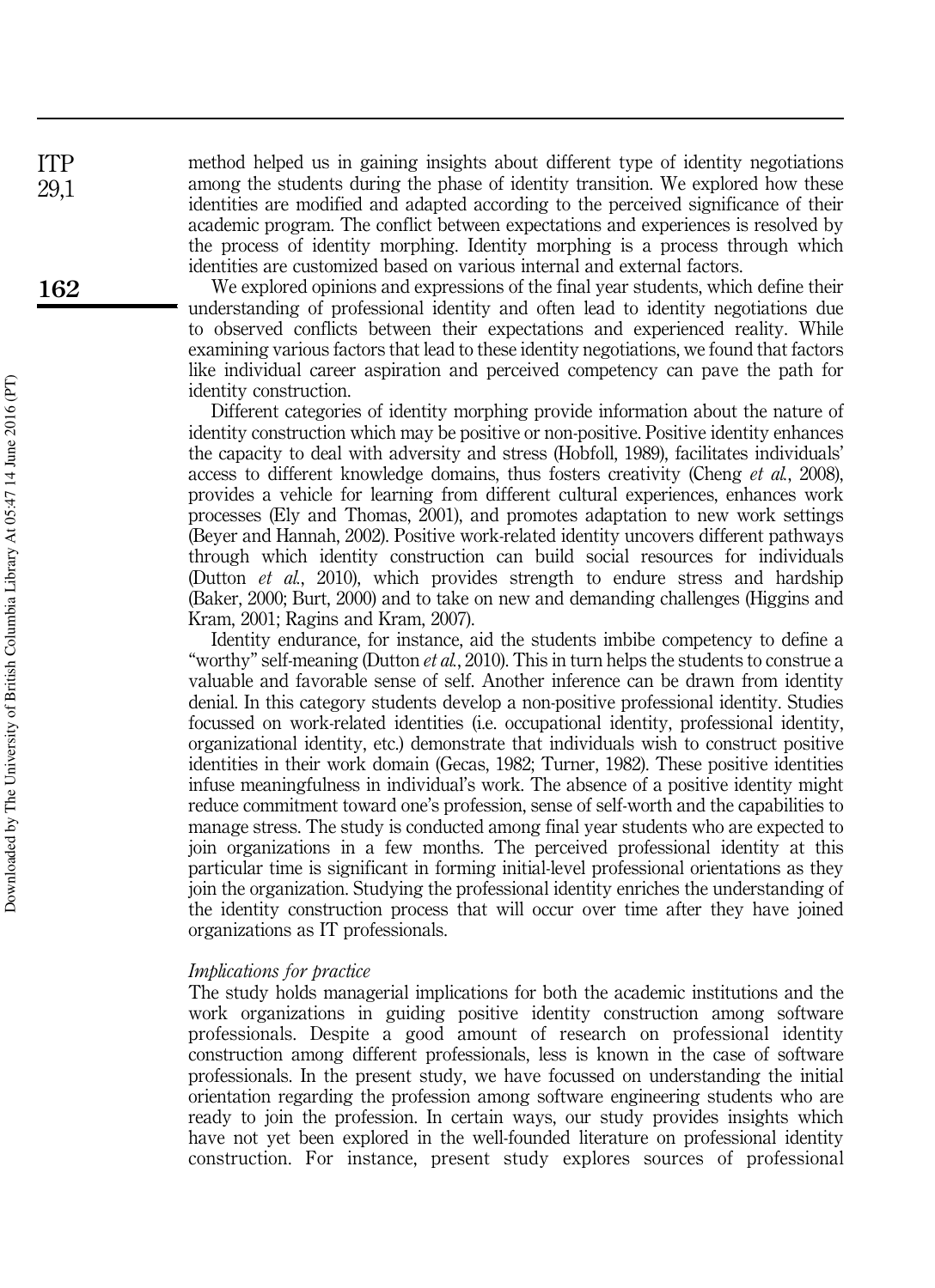method helped us in gaining insights about different type of identity negotiations among the students during the phase of identity transition. We explored how these identities are modified and adapted according to the perceived significance of their academic program. The conflict between expectations and experiences is resolved by the process of identity morphing. Identity morphing is a process through which identities are customized based on various internal and external factors.

We explored opinions and expressions of the final year students, which define their understanding of professional identity and often lead to identity negotiations due to observed conflicts between their expectations and experienced reality. While examining various factors that lead to these identity negotiations, we found that factors like individual career aspiration and perceived competency can pave the path for identity construction.

Different categories of identity morphing provide information about the nature of identity construction which may be positive or non-positive. Positive identity enhances the capacity to deal with adversity and stress (Hobfoll, 1989), facilitates individuals' access to different knowledge domains, thus fosters creativity (Cheng *et al.*, 2008), provides a vehicle for learning from different cultural experiences, enhances work processes (Ely and Thomas, 2001), and promotes adaptation to new work settings (Beyer and Hannah, 2002). Positive work-related identity uncovers different pathways through which identity construction can build social resources for individuals (Dutton *et al.*, 2010), which provides strength to endure stress and hardship (Baker, 2000; Burt, 2000) and to take on new and demanding challenges (Higgins and Kram, 2001; Ragins and Kram, 2007).

Identity endurance, for instance, aid the students imbibe competency to define a "worthy" self-meaning (Dutton *et al.*, 2010). This in turn helps the students to construe a valuable and favorable sense of self. Another inference can be drawn from identity denial. In this category students develop a non-positive professional identity. Studies focussed on work-related identities (i.e. occupational identity, professional identity, organizational identity, etc.) demonstrate that individuals wish to construct positive identities in their work domain (Gecas, 1982; Turner, 1982). These positive identities infuse meaningfulness in individual's work. The absence of a positive identity might reduce commitment toward one's profession, sense of self-worth and the capabilities to manage stress. The study is conducted among final year students who are expected to join organizations in a few months. The perceived professional identity at this particular time is significant in forming initial-level professional orientations as they join the organization. Studying the professional identity enriches the understanding of the identity construction process that will occur over time after they have joined organizations as IT professionals.

*Implications for practice*

The study holds managerial implications for both the academic institutions and the work organizations in guiding positive identity construction among software professionals. Despite a good amount of research on professional identity construction among different professionals, less is known in the case of software professionals. In the present study, we have focussed on understanding the initial orientation regarding the profession among software engineering students who are ready to join the profession. In certain ways, our study provides insights which have not yet been explored in the well-founded literature on professional identity construction. For instance, present study explores sources of professional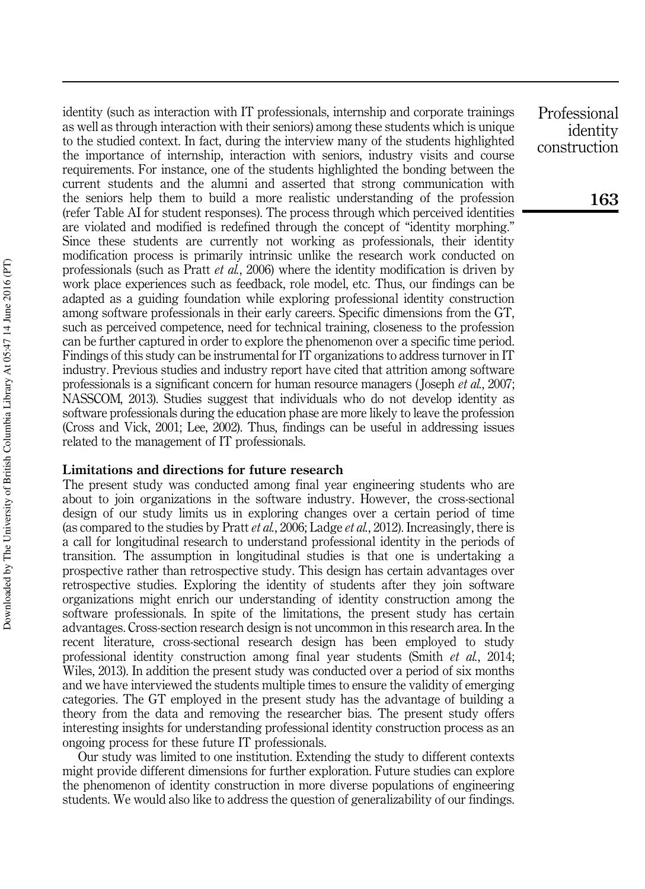identity (such as interaction with IT professionals, internship and corporate trainings as well as through interaction with their seniors) among these students which is unique to the studied context. In fact, during the interview many of the students highlighted the importance of internship, interaction with seniors, industry visits and course requirements. For instance, one of the students highlighted the bonding between the current students and the alumni and asserted that strong communication with the seniors help them to build a more realistic understanding of the profession (refer Table AI for student responses). The process through which perceived identities are violated and modified is redefined through the concept of "identity morphing." Since these students are currently not working as professionals, their identity modification process is primarily intrinsic unlike the research work conducted on professionals (such as Pratt *et al.*, 2006) where the identity modification is driven by work place experiences such as feedback, role model, etc. Thus, our findings can be adapted as a guiding foundation while exploring professional identity construction among software professionals in their early careers. Specific dimensions from the GT, such as perceived competence, need for technical training, closeness to the profession can be further captured in order to explore the phenomenon over a specific time period. Findings of this study can be instrumental for IT organizations to address turnover in IT industry. Previous studies and industry report have cited that attrition among software professionals is a significant concern for human resource managers (Joseph *et al.*, 2007; NASSCOM, 2013). Studies suggest that individuals who do not develop identity as software professionals during the education phase are more likely to leave the profession (Cross and Vick, 2001; Lee, 2002). Thus, findings can be useful in addressing issues related to the management of IT professionals.

### Limitations and directions for future research

The present study was conducted among final year engineering students who are about to join organizations in the software industry. However, the cross-sectional design of our study limits us in exploring changes over a certain period of time (as compared to the studies by Pratt *et al.*, 2006; Ladge *et al.*, 2012). Increasingly, there is a call for longitudinal research to understand professional identity in the periods of transition. The assumption in longitudinal studies is that one is undertaking a prospective rather than retrospective study. This design has certain advantages over retrospective studies. Exploring the identity of students after they join software organizations might enrich our understanding of identity construction among the software professionals. In spite of the limitations, the present study has certain advantages. Cross-section research design is not uncommon in this research area. In the recent literature, cross-sectional research design has been employed to study professional identity construction among final year students (Smith *et al.*, 2014; Wiles, 2013). In addition the present study was conducted over a period of six months and we have interviewed the students multiple times to ensure the validity of emerging categories. The GT employed in the present study has the advantage of building a theory from the data and removing the researcher bias. The present study offers interesting insights for understanding professional identity construction process as an ongoing process for these future IT professionals.

Our study was limited to one institution. Extending the study to different contexts might provide different dimensions for further exploration. Future studies can explore the phenomenon of identity construction in more diverse populations of engineering students. We would also like to address the question of generalizability of our findings.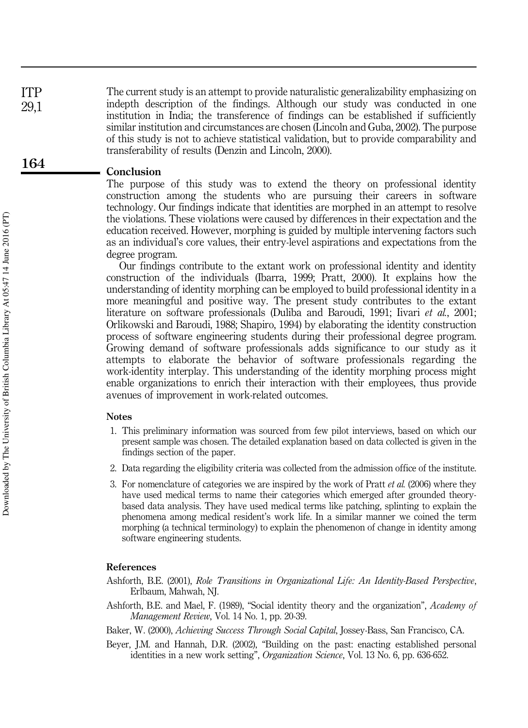The current study is an attempt to provide naturalistic generalizability emphasizing on indepth description of the findings. Although our study was conducted in one institution in India; the transference of findings can be established if sufficiently similar institution and circumstances are chosen (Lincoln and Guba, 2002). The purpose of this study is not to achieve statistical validation, but to provide comparability and transferability of results (Denzin and Lincoln, 2000).

## Conclusion

The purpose of this study was to extend the theory on professional identity construction among the students who are pursuing their careers in software technology. Our findings indicate that identities are morphed in an attempt to resolve the violations. These violations were caused by differences in their expectation and the education received. However, morphing is guided by multiple intervening factors such as an individual's core values, their entry-level aspirations and expectations from the degree program.

Our findings contribute to the extant work on professional identity and identity construction of the individuals (Ibarra, 1999; Pratt, 2000). It explains how the understanding of identity morphing can be employed to build professional identity in a more meaningful and positive way. The present study contributes to the extant literature on software professionals (Duliba and Baroudi, 1991; Iivari *et al.*, 2001; Orlikowski and Baroudi, 1988; Shapiro, 1994) by elaborating the identity construction process of software engineering students during their professional degree program. Growing demand of software professionals adds significance to our study as it attempts to elaborate the behavior of software professionals regarding the work-identity interplay. This understanding of the identity morphing process might enable organizations to enrich their interaction with their employees, thus provide avenues of improvement in work-related outcomes.

### Notes

1. This preliminary information was sourced from few pilot interviews, based on which our present sample was chosen. The detailed explanation based on data collected is given in the findings section of the paper.
2. Data regarding the eligibility criteria was collected from the admission office of the institute.
3. For nomenclature of categories we are inspired by the work of Pratt *et al.* (2006) where they have used medical terms to name their categories which emerged after grounded theory-based data analysis. They have used medical terms like patching, splinting to explain the phenomena among medical resident's work life. In a similar manner we coined the term morphing (a technical terminology) to explain the phenomenon of change in identity among software engineering students.

### References

Ashforth, B.E. (2001), *Role Transitions in Organizational Life: An Identity-Based Perspective*, Erlbaum, Mahwah, NJ.

Ashforth, B.E. and Mael, F. (1989), "Social identity theory and the organization", *Academy of Management Review*, Vol. 14 No. 1, pp. 20-39.

Baker, W. (2000), *Achieving Success Through Social Capital*, Jossey-Bass, San Francisco, CA.

Beyer, J.M. and Hannah, D.R. (2002), "Building on the past: enacting established personal identities in a new work setting", *Organization Science*, Vol. 13 No. 6, pp. 636-652.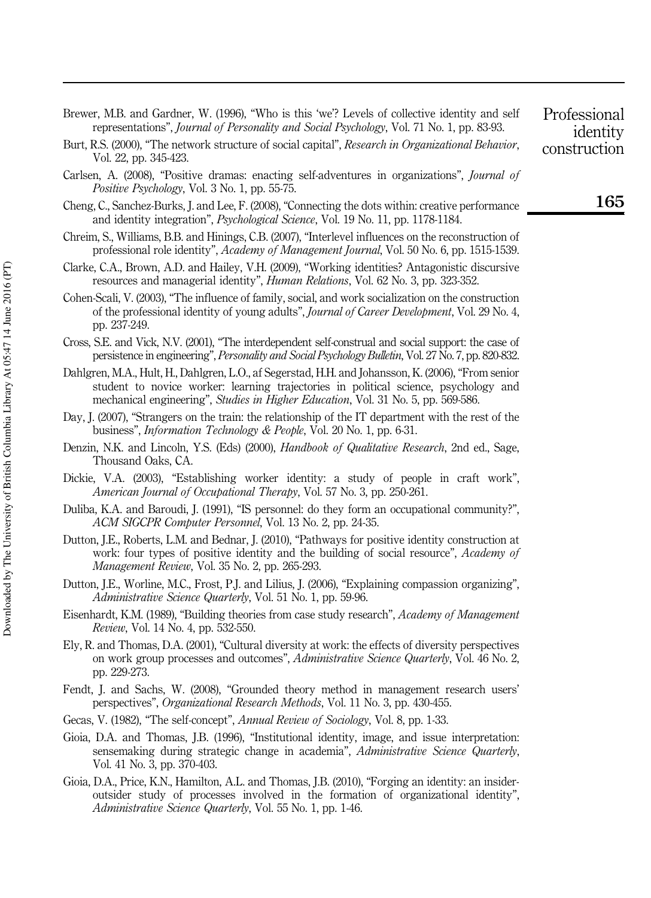Brewer, M.B. and Gardner, W. (1996), "Who is this 'we'? Levels of collective identity and self representations", *Journal of Personality and Social Psychology*, Vol. 71 No. 1, pp. 83-93.

Burt, R.S. (2000), "The network structure of social capital", *Research in Organizational Behavior*, Vol. 22, pp. 345-423.

Carlsen, A. (2008), "Positive dramas: enacting self-adventures in organizations", *Journal of Positive Psychology*, Vol. 3 No. 1, pp. 55-75.

Cheng, C., Sanchez-Burks, J. and Lee, F. (2008), "Connecting the dots within: creative performance and identity integration", *Psychological Science*, Vol. 19 No. 11, pp. 1178-1184.

Chreim, S., Williams, B.B. and Hinings, C.B. (2007), "Interlevel influences on the reconstruction of professional role identity", *Academy of Management Journal*, Vol. 50 No. 6, pp. 1515-1539.

Clarke, C.A., Brown, A.D. and Hailey, V.H. (2009), "Working identities? Antagonistic discursive resources and managerial identity", *Human Relations*, Vol. 62 No. 3, pp. 323-352.

Cohen-Scali, V. (2003), "The influence of family, social, and work socialization on the construction of the professional identity of young adults", *Journal of Career Development*, Vol. 29 No. 4, pp. 237-249.

Cross, S.E. and Vick, N.V. (2001), "The interdependent self-construal and social support: the case of persistence in engineering", *Personality and Social Psychology Bulletin*, Vol. 27 No. 7, pp. 820-832.

Dahlgren, M.A., Hult, H., Dahlgren, L.O., af Segerstad, H.H. and Johansson, K. (2006), "From senior student to novice worker: learning trajectories in political science, psychology and mechanical engineering", *Studies in Higher Education*, Vol. 31 No. 5, pp. 569-586.

Day, J. (2007), "Strangers on the train: the relationship of the IT department with the rest of the business", *Information Technology & People*, Vol. 20 No. 1, pp. 6-31.

Denzin, N.K. and Lincoln, Y.S. (Eds) (2000), *Handbook of Qualitative Research*, 2nd ed., Sage, Thousand Oaks, CA.

Dickie, V.A. (2003), "Establishing worker identity: a study of people in craft work", *American Journal of Occupational Therapy*, Vol. 57 No. 3, pp. 250-261.

Duliba, K.A. and Baroudi, J. (1991), "IS personnel: do they form an occupational community?", *ACM SIGCPR Computer Personnel*, Vol. 13 No. 2, pp. 24-35.

Dutton, J.E., Roberts, L.M. and Bednar, J. (2010), "Pathways for positive identity construction at work: four types of positive identity and the building of social resource", *Academy of Management Review*, Vol. 35 No. 2, pp. 265-293.

Dutton, J.E., Worline, M.C., Frost, P.J. and Lilius, J. (2006), "Explaining compassion organizing", *Administrative Science Quarterly*, Vol. 51 No. 1, pp. 59-96.

Eisenhardt, K.M. (1989), "Building theories from case study research", *Academy of Management Review*, Vol. 14 No. 4, pp. 532-550.

Ely, R. and Thomas, D.A. (2001), "Cultural diversity at work: the effects of diversity perspectives on work group processes and outcomes", *Administrative Science Quarterly*, Vol. 46 No. 2, pp. 229-273.

Fendt, J. and Sachs, W. (2008), "Grounded theory method in management research users' perspectives", *Organizational Research Methods*, Vol. 11 No. 3, pp. 430-455.

Gecas, V. (1982), "The self-concept", *Annual Review of Sociology*, Vol. 8, pp. 1-33.

Gioia, D.A. and Thomas, J.B. (1996), "Institutional identity, image, and issue interpretation: sensemaking during strategic change in academia", *Administrative Science Quarterly*, Vol. 41 No. 3, pp. 370-403.

Gioia, D.A., Price, K.N., Hamilton, A.L. and Thomas, J.B. (2010), "Forging an identity: an insider-outsider study of processes involved in the formation of organizational identity", *Administrative Science Quarterly*, Vol. 55 No. 1, pp. 1-46.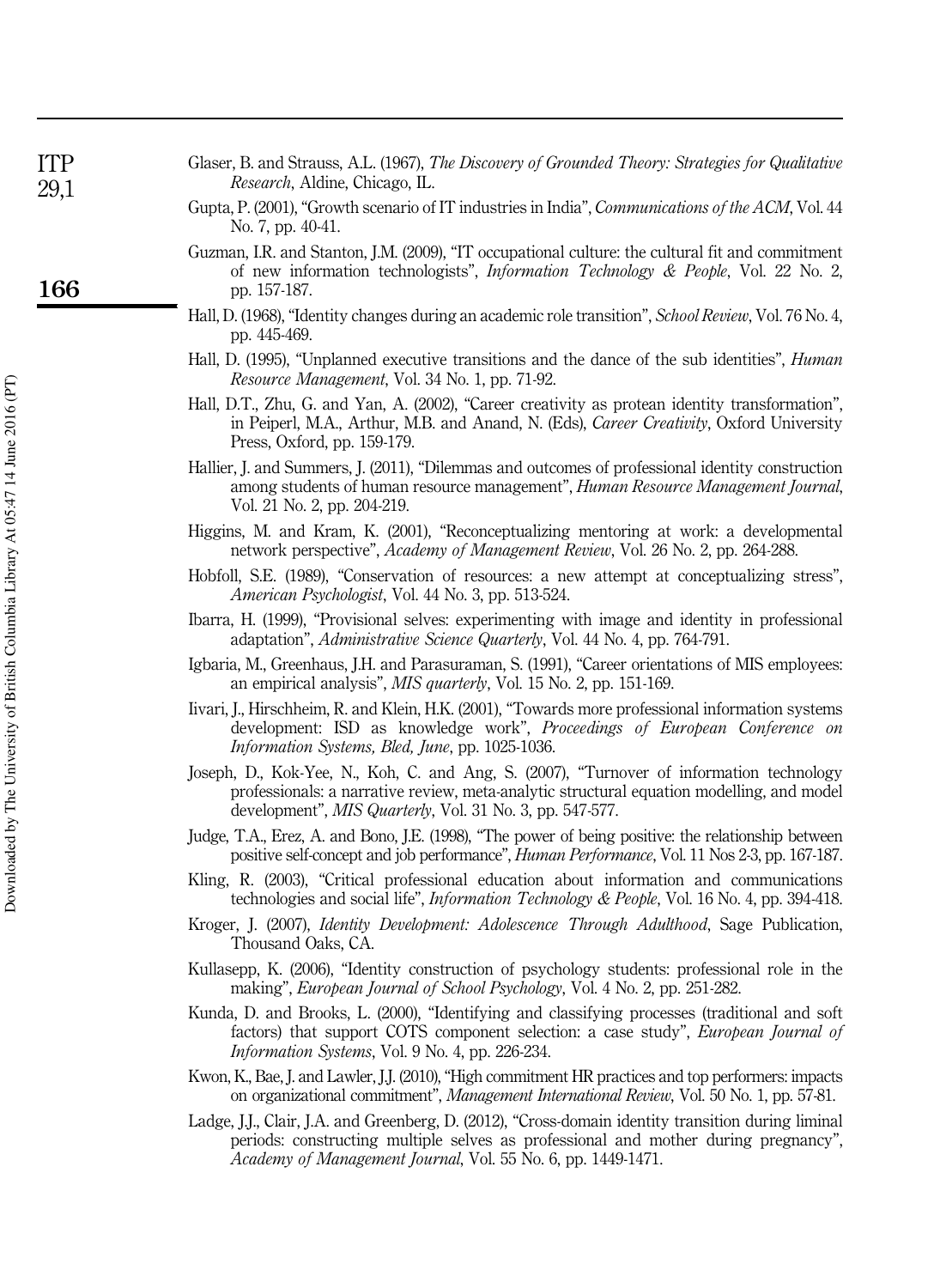Glaser, B. and Strauss, A.L. (1967), *The Discovery of Grounded Theory: Strategies for Qualitative Research*, Aldine, Chicago, IL.

Gupta, P. (2001), "Growth scenario of IT industries in India", *Communications of the ACM*, Vol. 44 No. 7, pp. 40-41.

Guzman, I.R. and Stanton, J.M. (2009), "IT occupational culture: the cultural fit and commitment of new information technologists", *Information Technology & People*, Vol. 22 No. 2, pp. 157-187.

Hall, D. (1968), "Identity changes during an academic role transition", *School Review*, Vol. 76 No. 4, pp. 445-469.

Hall, D. (1995), "Unplanned executive transitions and the dance of the sub identities", *Human Resource Management*, Vol. 34 No. 1, pp. 71-92.

Hall, D.T., Zhu, G. and Yan, A. (2002), "Career creativity as protean identity transformation", in Peiperl, M.A., Arthur, M.B. and Anand, N. (Eds), *Career Creativity*, Oxford University Press, Oxford, pp. 159-179.

Hallier, J. and Summers, J. (2011), "Dilemmas and outcomes of professional identity construction among students of human resource management", *Human Resource Management Journal*, Vol. 21 No. 2, pp. 204-219.

Higgins, M. and Kram, K. (2001), "Reconceptualizing mentoring at work: a developmental network perspective", *Academy of Management Review*, Vol. 26 No. 2, pp. 264-288.

Hobfoll, S.E. (1989), "Conservation of resources: a new attempt at conceptualizing stress", *American Psychologist*, Vol. 44 No. 3, pp. 513-524.

Ibarra, H. (1999), "Provisional selves: experimenting with image and identity in professional adaptation", *Administrative Science Quarterly*, Vol. 44 No. 4, pp. 764-791.

Igbaria, M., Greenhaus, J.H. and Parasuraman, S. (1991), "Career orientations of MIS employees: an empirical analysis", *MIS quarterly*, Vol. 15 No. 2, pp. 151-169.

Iivari, J., Hirschheim, R. and Klein, H.K. (2001), "Towards more professional information systems development: ISD as knowledge work", *Proceedings of European Conference on Information Systems, Bled, June*, pp. 1025-1036.

Joseph, D., Kok-Yee, N., Koh, C. and Ang, S. (2007), "Turnover of information technology professionals: a narrative review, meta-analytic structural equation modelling, and model development", *MIS Quarterly*, Vol. 31 No. 3, pp. 547-577.

Judge, T.A., Erez, A. and Bono, J.E. (1998), "The power of being positive: the relationship between positive self-concept and job performance", *Human Performance*, Vol. 11 Nos 2-3, pp. 167-187.

Kling, R. (2003), "Critical professional education about information and communications technologies and social life", *Information Technology & People*, Vol. 16 No. 4, pp. 394-418.

Kroger, J. (2007), *Identity Development: Adolescence Through Adulthood*, Sage Publication, Thousand Oaks, CA.

Kullasepp, K. (2006), "Identity construction of psychology students: professional role in the making", *European Journal of School Psychology*, Vol. 4 No. 2, pp. 251-282.

Kunda, D. and Brooks, L. (2000), "Identifying and classifying processes (traditional and soft factors) that support COTS component selection: a case study", *European Journal of Information Systems*, Vol. 9 No. 4, pp. 226-234.

Kwon, K., Bae, J. and Lawler, J.J. (2010), "High commitment HR practices and top performers: impacts on organizational commitment", *Management International Review*, Vol. 50 No. 1, pp. 57-81.

Ladge, J.J., Clair, J.A. and Greenberg, D. (2012), "Cross-domain identity transition during liminal periods: constructing multiple selves as professional and mother during pregnancy", *Academy of Management Journal*, Vol. 55 No. 6, pp. 1449-1471.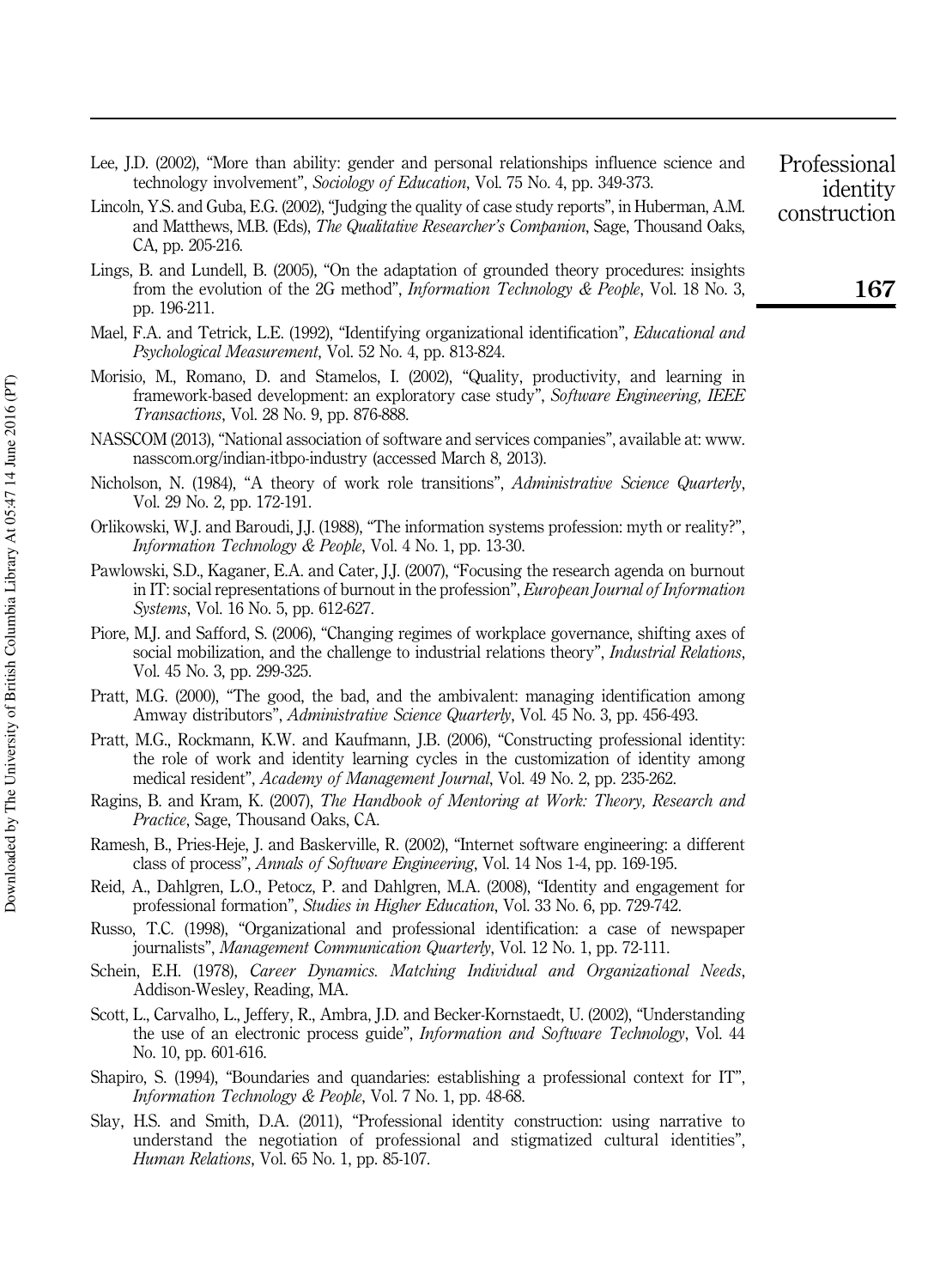Lee, J.D. (2002), "More than ability: gender and personal relationships influence science and technology involvement", *Sociology of Education*, Vol. 75 No. 4, pp. 349-373.

Lincoln, Y.S. and Guba, E.G. (2002), "Judging the quality of case study reports", in Huberman, A.M. and Matthews, M.B. (Eds), *The Qualitative Researcher's Companion*, Sage, Thousand Oaks, CA, pp. 205-216.

Lings, B. and Lundell, B. (2005), "On the adaptation of grounded theory procedures: insights from the evolution of the 2G method", *Information Technology & People*, Vol. 18 No. 3, pp. 196-211.

Mael, F.A. and Tetrick, L.E. (1992), "Identifying organizational identification", *Educational and Psychological Measurement*, Vol. 52 No. 4, pp. 813-824.

Morisio, M., Romano, D. and Stamelos, I. (2002), "Quality, productivity, and learning in framework-based development: an exploratory case study", *Software Engineering, IEEE Transactions*, Vol. 28 No. 9, pp. 876-888.

NASSCOM (2013), "National association of software and services companies", available at: www.nasscom.org/indian-itbpo-industry (accessed March 8, 2013).

Nicholson, N. (1984), "A theory of work role transitions", *Administrative Science Quarterly*, Vol. 29 No. 2, pp. 172-191.

Orlikowski, W.J. and Baroudi, J.J. (1988), "The information systems profession: myth or reality?", *Information Technology & People*, Vol. 4 No. 1, pp. 13-30.

Pawlowski, S.D., Kaganer, E.A. and Cater, J.J. (2007), "Focusing the research agenda on burnout in IT: social representations of burnout in the profession", *European Journal of Information Systems*, Vol. 16 No. 5, pp. 612-627.

Piore, M.J. and Safford, S. (2006), "Changing regimes of workplace governance, shifting axes of social mobilization, and the challenge to industrial relations theory", *Industrial Relations*, Vol. 45 No. 3, pp. 299-325.

Pratt, M.G. (2000), "The good, the bad, and the ambivalent: managing identification among Amway distributors", *Administrative Science Quarterly*, Vol. 45 No. 3, pp. 456-493.

Pratt, M.G., Rockmann, K.W. and Kaufmann, J.B. (2006), "Constructing professional identity: the role of work and identity learning cycles in the customization of identity among medical resident", *Academy of Management Journal*, Vol. 49 No. 2, pp. 235-262.

Ragins, B. and Kram, K. (2007), *The Handbook of Mentoring at Work: Theory, Research and Practice*, Sage, Thousand Oaks, CA.

Ramesh, B., Pries-Heje, J. and Baskerville, R. (2002), "Internet software engineering: a different class of process", *Annals of Software Engineering*, Vol. 14 Nos 1-4, pp. 169-195.

Reid, A., Dahlgren, L.O., Petocz, P. and Dahlgren, M.A. (2008), "Identity and engagement for professional formation", *Studies in Higher Education*, Vol. 33 No. 6, pp. 729-742.

Russo, T.C. (1998), "Organizational and professional identification: a case of newspaper journalists", *Management Communication Quarterly*, Vol. 12 No. 1, pp. 72-111.

Schein, E.H. (1978), *Career Dynamics. Matching Individual and Organizational Needs*, Addison-Wesley, Reading, MA.

Scott, L., Carvalho, L., Jeffery, R., Ambra, J.D. and Becker-Kornstaedt, U. (2002), "Understanding the use of an electronic process guide", *Information and Software Technology*, Vol. 44 No. 10, pp. 601-616.

Shapiro, S. (1994), "Boundaries and quandaries: establishing a professional context for IT", *Information Technology & People*, Vol. 7 No. 1, pp. 48-68.

Slay, H.S. and Smith, D.A. (2011), "Professional identity construction: using narrative to understand the negotiation of professional and stigmatized cultural identities", *Human Relations*, Vol. 65 No. 1, pp. 85-107.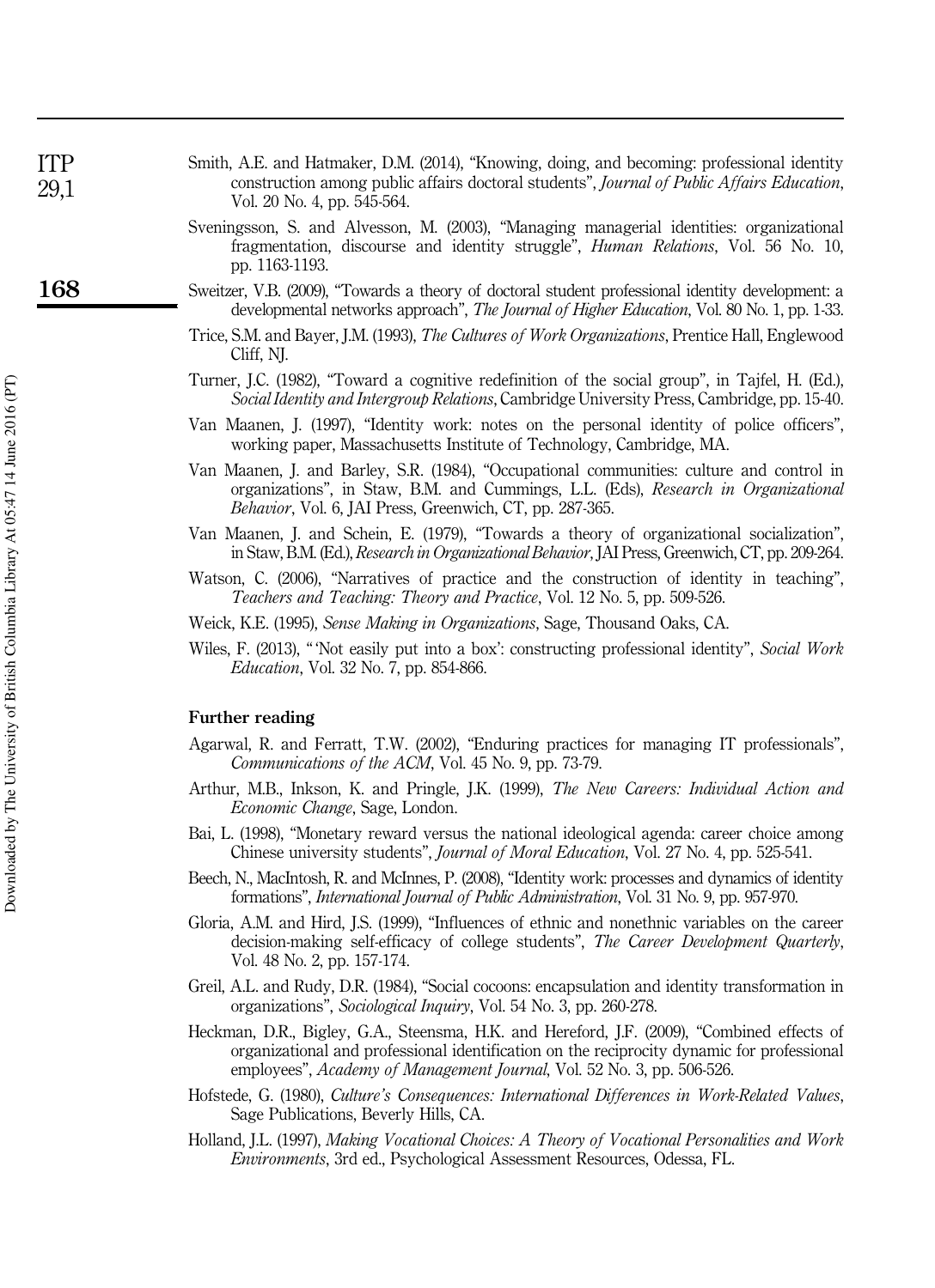Smith, A.E. and Hatmaker, D.M. (2014), "Knowing, doing, and becoming: professional identity construction among public affairs doctoral students", *Journal of Public Affairs Education*, Vol. 20 No. 4, pp. 545-564.

Sveningsson, S. and Alvesson, M. (2003), "Managing managerial identities: organizational fragmentation, discourse and identity struggle", *Human Relations*, Vol. 56 No. 10, pp. 1163-1193.

Sweitzer, V.B. (2009), "Towards a theory of doctoral student professional identity development: a developmental networks approach", *The Journal of Higher Education*, Vol. 80 No. 1, pp. 1-33.

Trice, S.M. and Bayer, J.M. (1993), *The Cultures of Work Organizations*, Prentice Hall, Englewood Cliff, NJ.

Turner, J.C. (1982), "Toward a cognitive redefinition of the social group", in Tajfel, H. (Ed.), *Social Identity and Intergroup Relations*, Cambridge University Press, Cambridge, pp. 15-40.

Van Maanen, J. (1997), "Identity work: notes on the personal identity of police officers", working paper, Massachusetts Institute of Technology, Cambridge, MA.

Van Maanen, J. and Barley, S.R. (1984), "Occupational communities: culture and control in organizations", in Staw, B.M. and Cummings, L.L. (Eds), *Research in Organizational Behavior*, Vol. 6, JAI Press, Greenwich, CT, pp. 287-365.

Van Maanen, J. and Schein, E. (1979), "Towards a theory of organizational socialization", in Staw, B.M. (Ed.), *Research in Organizational Behavior*, JAI Press, Greenwich, CT, pp. 209-264.

Watson, C. (2006), "Narratives of practice and the construction of identity in teaching", *Teachers and Teaching: Theory and Practice*, Vol. 12 No. 5, pp. 509-526.

Weick, K.E. (1995), *Sense Making in Organizations*, Sage, Thousand Oaks, CA.

Wiles, F. (2013), "'Not easily put into a box': constructing professional identity", *Social Work Education*, Vol. 32 No. 7, pp. 854-866.

## Further reading

Agarwal, R. and Ferratt, T.W. (2002), "Enduring practices for managing IT professionals", *Communications of the ACM*, Vol. 45 No. 9, pp. 73-79.

Arthur, M.B., Inkson, K. and Pringle, J.K. (1999), *The New Careers: Individual Action and Economic Change*, Sage, London.

Bai, L. (1998), "Monetary reward versus the national ideological agenda: career choice among Chinese university students", *Journal of Moral Education*, Vol. 27 No. 4, pp. 525-541.

Beech, N., MacIntosh, R. and McInnes, P. (2008), "Identity work: processes and dynamics of identity formations", *International Journal of Public Administration*, Vol. 31 No. 9, pp. 957-970.

Gloria, A.M. and Hird, J.S. (1999), "Influences of ethnic and nonethnic variables on the career decision-making self-efficacy of college students", *The Career Development Quarterly*, Vol. 48 No. 2, pp. 157-174.

Greil, A.L. and Rudy, D.R. (1984), "Social cocoons: encapsulation and identity transformation in organizations", *Sociological Inquiry*, Vol. 54 No. 3, pp. 260-278.

Heckman, D.R., Bigley, G.A., Steensma, H.K. and Hereford, J.F. (2009), "Combined effects of organizational and professional identification on the reciprocity dynamic for professional employees", *Academy of Management Journal*, Vol. 52 No. 3, pp. 506-526.

Hofstede, G. (1980), *Culture's Consequences: International Differences in Work-Related Values*, Sage Publications, Beverly Hills, CA.

Holland, J.L. (1997), *Making Vocational Choices: A Theory of Vocational Personalities and Work Environments*, 3rd ed., Psychological Assessment Resources, Odessa, FL.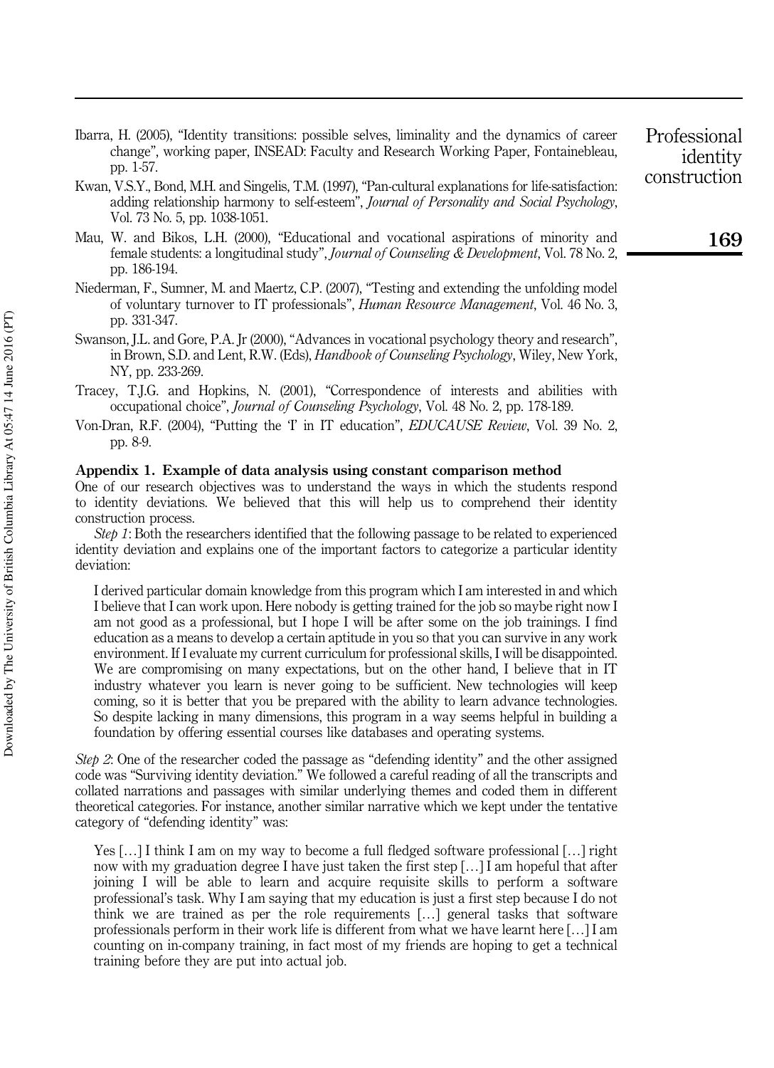Ibarra, H. (2005), "Identity transitions: possible selves, liminality and the dynamics of career change", working paper, INSEAD: Faculty and Research Working Paper, Fontainebleau, pp. 1-57.

Kwan, V.S.Y., Bond, M.H. and Singelis, T.M. (1997), "Pan-cultural explanations for life-satisfaction: adding relationship harmony to self-esteem", *Journal of Personality and Social Psychology*, Vol. 73 No. 5, pp. 1038-1051.

Mau, W. and Bikos, L.H. (2000), "Educational and vocational aspirations of minority and female students: a longitudinal study", *Journal of Counseling & Development*, Vol. 78 No. 2, pp. 186-194.

Niederman, F., Sumner, M. and Maertz, C.P. (2007), "Testing and extending the unfolding model of voluntary turnover to IT professionals", *Human Resource Management*, Vol. 46 No. 3, pp. 331-347.

Swanson, J.L. and Gore, P.A. Jr (2000), "Advances in vocational psychology theory and research", in Brown, S.D. and Lent, R.W. (Eds), *Handbook of Counseling Psychology*, Wiley, New York, NY, pp. 233-269.

Tracey, T.J.G. and Hopkins, N. (2001), "Correspondence of interests and abilities with occupational choice", *Journal of Counseling Psychology*, Vol. 48 No. 2, pp. 178-189.

Von-Dran, R.F. (2004), "Putting the 'I' in IT education", *EDUCAUSE Review*, Vol. 39 No. 2, pp. 8-9.

## Appendix 1. Example of data analysis using constant comparison method

One of our research objectives was to understand the ways in which the students respond to identity deviations. We believed that this will help us to comprehend their identity construction process.

*Step 1*: Both the researchers identified that the following passage to be related to experienced identity deviation and explains one of the important factors to categorize a particular identity deviation:

> I derived particular domain knowledge from this program which I am interested in and which I believe that I can work upon. Here nobody is getting trained for the job so maybe right now I am not good as a professional, but I hope I will be after some on the job trainings. I find education as a means to develop a certain aptitude in you so that you can survive in any work environment. If I evaluate my current curriculum for professional skills, I will be disappointed. We are compromising on many expectations, but on the other hand, I believe that in IT industry whatever you learn is never going to be sufficient. New technologies will keep coming, so it is better that you be prepared with the ability to learn advance technologies. So despite lacking in many dimensions, this program in a way seems helpful in building a foundation by offering essential courses like databases and operating systems.

*Step 2*: One of the researcher coded the passage as "defending identity" and the other assigned code was "Surviving identity deviation." We followed a careful reading of all the transcripts and collated narrations and passages with similar underlying themes and coded them in different theoretical categories. For instance, another similar narrative which we kept under the tentative category of "defending identity" was:

> Yes […] I think I am on my way to become a full fledged software professional […] right now with my graduation degree I have just taken the first step […] I am hopeful that after joining I will be able to learn and acquire requisite skills to perform a software professional's task. Why I am saying that my education is just a first step because I do not think we are trained as per the role requirements […] general tasks that software professionals perform in their work life is different from what we have learnt here […] I am counting on in-company training, in fact most of my friends are hoping to get a technical training before they are put into actual job.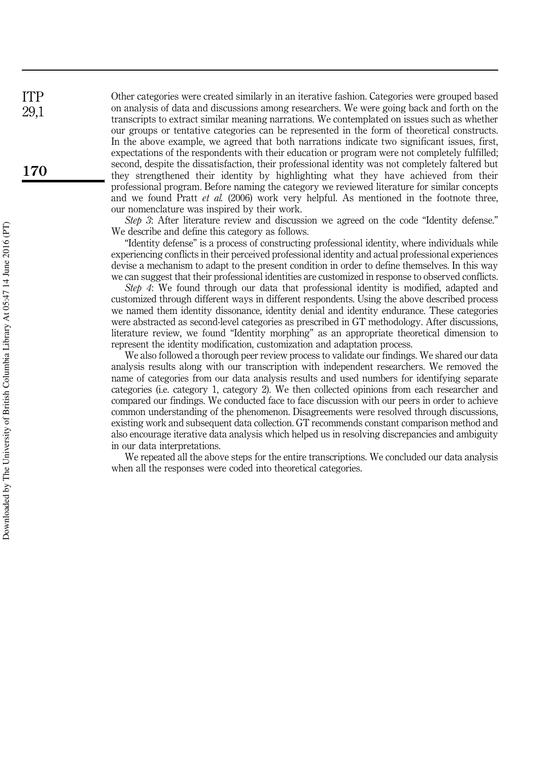Other categories were created similarly in an iterative fashion. Categories were grouped based on analysis of data and discussions among researchers. We were going back and forth on the transcripts to extract similar meaning narrations. We contemplated on issues such as whether our groups or tentative categories can be represented in the form of theoretical constructs. In the above example, we agreed that both narrations indicate two significant issues, first, expectations of the respondents with their education or program were not completely fulfilled; second, despite the dissatisfaction, their professional identity was not completely faltered but they strengthened their identity by highlighting what they have achieved from their professional program. Before naming the category we reviewed literature for similar concepts and we found Pratt *et al.* (2006) work very helpful. As mentioned in the footnote three, our nomenclature was inspired by their work.

*Step 3*: After literature review and discussion we agreed on the code "Identity defense." We describe and define this category as follows.

"Identity defense" is a process of constructing professional identity, where individuals while experiencing conflicts in their perceived professional identity and actual professional experiences devise a mechanism to adapt to the present condition in order to define themselves. In this way we can suggest that their professional identities are customized in response to observed conflicts.

*Step 4*: We found through our data that professional identity is modified, adapted and customized through different ways in different respondents. Using the above described process we named them identity dissonance, identity denial and identity endurance. These categories were abstracted as second-level categories as prescribed in GT methodology. After discussions, literature review, we found "Identity morphing" as an appropriate theoretical dimension to represent the identity modification, customization and adaptation process.

We also followed a thorough peer review process to validate our findings. We shared our data analysis results along with our transcription with independent researchers. We removed the name of categories from our data analysis results and used numbers for identifying separate categories (i.e. category 1, category 2). We then collected opinions from each researcher and compared our findings. We conducted face to face discussion with our peers in order to achieve common understanding of the phenomenon. Disagreements were resolved through discussions, existing work and subsequent data collection. GT recommends constant comparison method and also encourage iterative data analysis which helped us in resolving discrepancies and ambiguity in our data interpretations.

We repeated all the above steps for the entire transcriptions. We concluded our data analysis when all the responses were coded into theoretical categories.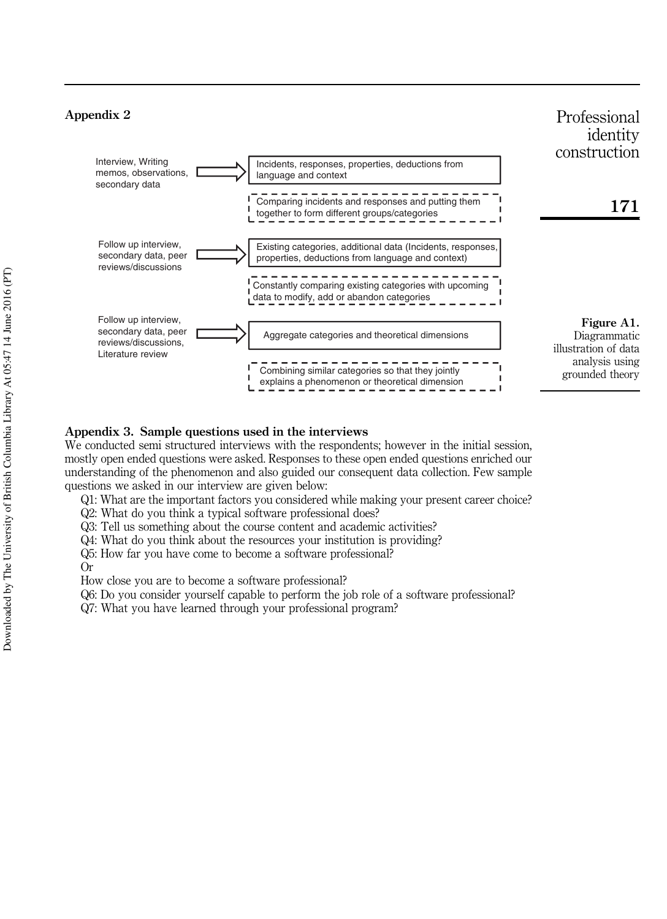## Appendix 2

| Data sources | | Stage |
|---|---|---|
| Interview, Writing memos, observations, secondary data | ⇒ | Incidents, responses, properties, deductions from language and context |
| | | Comparing incidents and responses and putting them together to form different groups/categories |
| Follow up interview, secondary data, peer reviews/discussions | ⇒ | Existing categories, additional data (Incidents, responses, properties, deductions from language and context) |
| | | Constantly comparing existing categories with upcoming data to modify, add or abandon categories |
| Follow up interview, secondary data, peer reviews/discussions, Literature review | ⇒ | Aggregate categories and theoretical dimensions |
| | | Combining similar categories so that they jointly explains a phenomenon or theoretical dimension |

**Figure A1.** Diagrammatic illustration of data analysis using grounded theory

## Appendix 3. Sample questions used in the interviews

We conducted semi structured interviews with the respondents; however in the initial session, mostly open ended questions were asked. Responses to these open ended questions enriched our understanding of the phenomenon and also guided our consequent data collection. Few sample questions we asked in our interview are given below:

Q1: What are the important factors you considered while making your present career choice?

Q2: What do you think a typical software professional does?

Q3: Tell us something about the course content and academic activities?

Q4: What do you think about the resources your institution is providing?

Q5: How far you have come to become a software professional?

Or

How close you are to become a software professional?

Q6: Do you consider yourself capable to perform the job role of a software professional?

Q7: What you have learned through your professional program?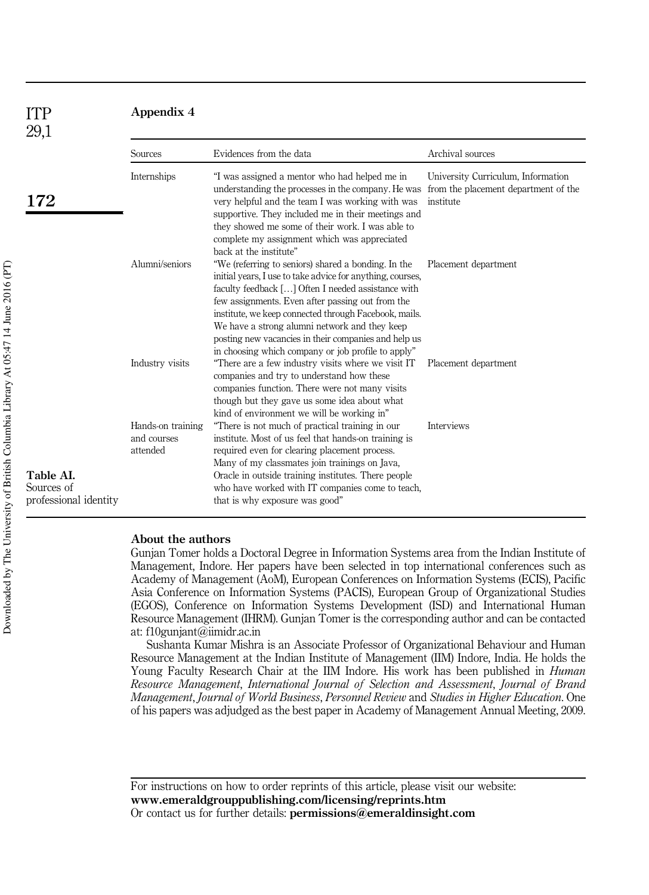## Appendix 4

Table AI. Sources of professional identity

| Sources | Evidences from the data | Archival sources |
|---|---|---|
| Internships | "I was assigned a mentor who had helped me in understanding the processes in the company. He was very helpful and the team I was working with was supportive. They included me in their meetings and they showed me some of their work. I was able to complete my assignment which was appreciated back at the institute" | University Curriculum, Information from the placement department of the institute |
| Alumni/seniors | "We (referring to seniors) shared a bonding. In the initial years, I use to take advice for anything, courses, faculty feedback […] Often I needed assistance with few assignments. Even after passing out from the institute, we keep connected through Facebook, mails. We have a strong alumni network and they keep posting new vacancies in their companies and help us in choosing which company or job profile to apply" | Placement department |
| Industry visits | "There are a few industry visits where we visit IT companies and try to understand how these companies function. There were not many visits though but they gave us some idea about what kind of environment we will be working in" | Placement department |
| Hands-on training and courses attended | "There is not much of practical training in our institute. Most of us feel that hands-on training is required even for clearing placement process. Many of my classmates join trainings on Java, Oracle in outside training institutes. There people who have worked with IT companies come to teach, that is why exposure was good" | Interviews |

### About the authors

Gunjan Tomer holds a Doctoral Degree in Information Systems area from the Indian Institute of Management, Indore. Her papers have been selected in top international conferences such as Academy of Management (AoM), European Conferences on Information Systems (ECIS), Pacific Asia Conference on Information Systems (PACIS), European Group of Organizational Studies (EGOS), Conference on Information Systems Development (ISD) and International Human Resource Management (IHRM). Gunjan Tomer is the corresponding author and can be contacted at: f10gunjant@iimidr.ac.in

Sushanta Kumar Mishra is an Associate Professor of Organizational Behaviour and Human Resource Management at the Indian Institute of Management (IIM) Indore, India. He holds the Young Faculty Research Chair at the IIM Indore. His work has been published in *Human Resource Management*, *International Journal of Selection and Assessment*, *Journal of Brand Management*, *Journal of World Business*, *Personnel Review* and *Studies in Higher Education*. One of his papers was adjudged as the best paper in Academy of Management Annual Meeting, 2009.

For instructions on how to order reprints of this article, please visit our website:
**www.emeraldgrouppublishing.com/licensing/reprints.htm**
Or contact us for further details: **permissions@emeraldinsight.com**